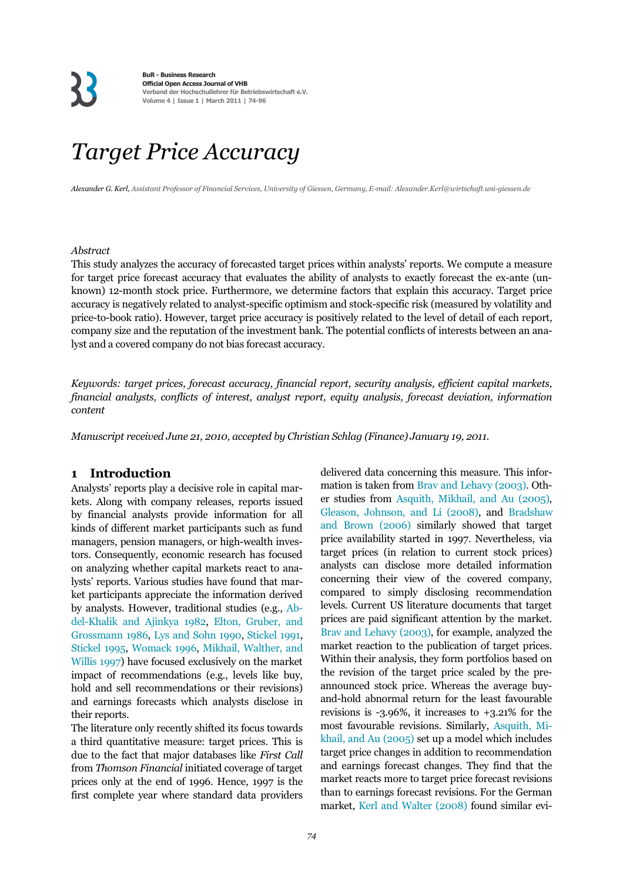# Target Price Accuracy

*Alexander G. Kerl, Assistant Professor of Financial Services, University of Giessen, Germany, E-mail: Alexander.Kerl@wirtschaft.uni-giessen.de*

*Abstract*

This study analyzes the accuracy of forecasted target prices within analysts' reports. We compute a measure for target price forecast accuracy that evaluates the ability of analysts to exactly forecast the ex-ante (unknown) 12-month stock price. Furthermore, we determine factors that explain this accuracy. Target price accuracy is negatively related to analyst-specific optimism and stock-specific risk (measured by volatility and price-to-book ratio). However, target price accuracy is positively related to the level of detail of each report, company size and the reputation of the investment bank. The potential conflicts of interests between an analyst and a covered company do not bias forecast accuracy.

*Keywords: target prices, forecast accuracy, financial report, security analysis, efficient capital markets, financial analysts, conflicts of interest, analyst report, equity analysis, forecast deviation, information content*

*Manuscript received June 21, 2010, accepted by Christian Schlag (Finance) January 19, 2011.*

## 1 Introduction

Analysts' reports play a decisive role in capital markets. Along with company releases, reports issued by financial analysts provide information for all kinds of different market participants such as fund managers, pension managers, or high-wealth investors. Consequently, economic research has focused on analyzing whether capital markets react to analysts' reports. Various studies have found that market participants appreciate the information derived by analysts. However, traditional studies (e.g., Abdel-Khalik and Ajinkya 1982, Elton, Gruber, and Grossmann 1986, Lys and Sohn 1990, Stickel 1991, Stickel 1995, Womack 1996, Mikhail, Walther, and Willis 1997) have focused exclusively on the market impact of recommendations (e.g., levels like buy, hold and sell recommendations or their revisions) and earnings forecasts which analysts disclose in their reports.

The literature only recently shifted its focus towards a third quantitative measure: target prices. This is due to the fact that major databases like *First Call* from *Thomson Financial* initiated coverage of target prices only at the end of 1996. Hence, 1997 is the first complete year where standard data providers delivered data concerning this measure. This information is taken from Brav and Lehavy (2003). Other studies from Asquith, Mikhail, and Au (2005), Gleason, Johnson, and Li (2008), and Bradshaw and Brown (2006) similarly showed that target price availability started in 1997. Nevertheless, via target prices (in relation to current stock prices) analysts can disclose more detailed information concerning their view of the covered company, compared to simply disclosing recommendation levels. Current US literature documents that target prices are paid significant attention by the market. Brav and Lehavy (2003), for example, analyzed the market reaction to the publication of target prices. Within their analysis, they form portfolios based on the revision of the target price scaled by the pre-announced stock price. Whereas the average buy-and-hold abnormal return for the least favourable revisions is -3.96%, it increases to +3.21% for the most favourable revisions. Similarly, Asquith, Mikhail, and Au (2005) set up a model which includes target price changes in addition to recommendation and earnings forecast changes. They find that the market reacts more to target price forecast revisions than to earnings forecast revisions. For the German market, Kerl and Walter (2008) found similar evi-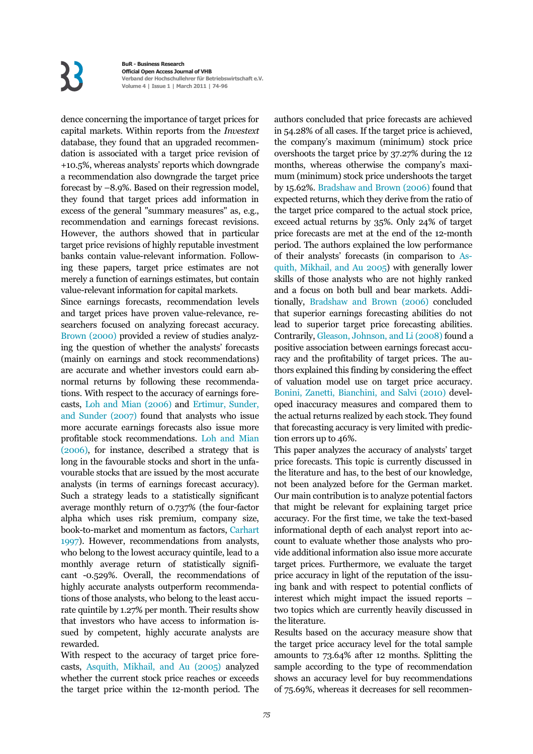dence concerning the importance of target prices for capital markets. Within reports from the *Investext* database, they found that an upgraded recommendation is associated with a target price revision of +10.5%, whereas analysts' reports which downgrade a recommendation also downgrade the target price forecast by –8.9%. Based on their regression model, they found that target prices add information in excess of the general "summary measures" as, e.g., recommendation and earnings forecast revisions. However, the authors showed that in particular target price revisions of highly reputable investment banks contain value-relevant information. Following these papers, target price estimates are not merely a function of earnings estimates, but contain value-relevant information for capital markets.

Since earnings forecasts, recommendation levels and target prices have proven value-relevance, researchers focused on analyzing forecast accuracy. Brown (2000) provided a review of studies analyzing the question of whether the analysts' forecasts (mainly on earnings and stock recommendations) are accurate and whether investors could earn abnormal returns by following these recommendations. With respect to the accuracy of earnings forecasts, Loh and Mian (2006) and Ertimur, Sunder, and Sunder (2007) found that analysts who issue more accurate earnings forecasts also issue more profitable stock recommendations. Loh and Mian (2006), for instance, described a strategy that is long in the favourable stocks and short in the unfavourable stocks that are issued by the most accurate analysts (in terms of earnings forecast accuracy). Such a strategy leads to a statistically significant average monthly return of 0.737% (the four-factor alpha which uses risk premium, company size, book-to-market and momentum as factors, Carhart 1997). However, recommendations from analysts, who belong to the lowest accuracy quintile, lead to a monthly average return of statistically significant -0.529%. Overall, the recommendations of highly accurate analysts outperform recommendations of those analysts, who belong to the least accurate quintile by 1.27% per month. Their results show that investors who have access to information issued by competent, highly accurate analysts are rewarded.

With respect to the accuracy of target price forecasts, Asquith, Mikhail, and Au (2005) analyzed whether the current stock price reaches or exceeds the target price within the 12-month period. The authors concluded that price forecasts are achieved in 54.28% of all cases. If the target price is achieved, the company's maximum (minimum) stock price overshoots the target price by 37.27% during the 12 months, whereas otherwise the company's maximum (minimum) stock price undershoots the target by 15.62%. Bradshaw and Brown (2006) found that expected returns, which they derive from the ratio of the target price compared to the actual stock price, exceed actual returns by 35%. Only 24% of target price forecasts are met at the end of the 12-month period. The authors explained the low performance of their analysts' forecasts (in comparison to Asquith, Mikhail, and Au 2005) with generally lower skills of those analysts who are not highly ranked and a focus on both bull and bear markets. Additionally, Bradshaw and Brown (2006) concluded that superior earnings forecasting abilities do not lead to superior target price forecasting abilities. Contrarily, Gleason, Johnson, and Li (2008) found a positive association between earnings forecast accuracy and the profitability of target prices. The authors explained this finding by considering the effect of valuation model use on target price accuracy. Bonini, Zanetti, Bianchini, and Salvi (2010) developed inaccuracy measures and compared them to the actual returns realized by each stock. They found that forecasting accuracy is very limited with prediction errors up to 46%.

This paper analyzes the accuracy of analysts' target price forecasts. This topic is currently discussed in the literature and has, to the best of our knowledge, not been analyzed before for the German market. Our main contribution is to analyze potential factors that might be relevant for explaining target price accuracy. For the first time, we take the text-based informational depth of each analyst report into account to evaluate whether those analysts who provide additional information also issue more accurate target prices. Furthermore, we evaluate the target price accuracy in light of the reputation of the issuing bank and with respect to potential conflicts of interest which might impact the issued reports – two topics which are currently heavily discussed in the literature.

Results based on the accuracy measure show that the target price accuracy level for the total sample amounts to 73.64% after 12 months. Splitting the sample according to the type of recommendation shows an accuracy level for buy recommendations of 75.69%, whereas it decreases for sell recommen-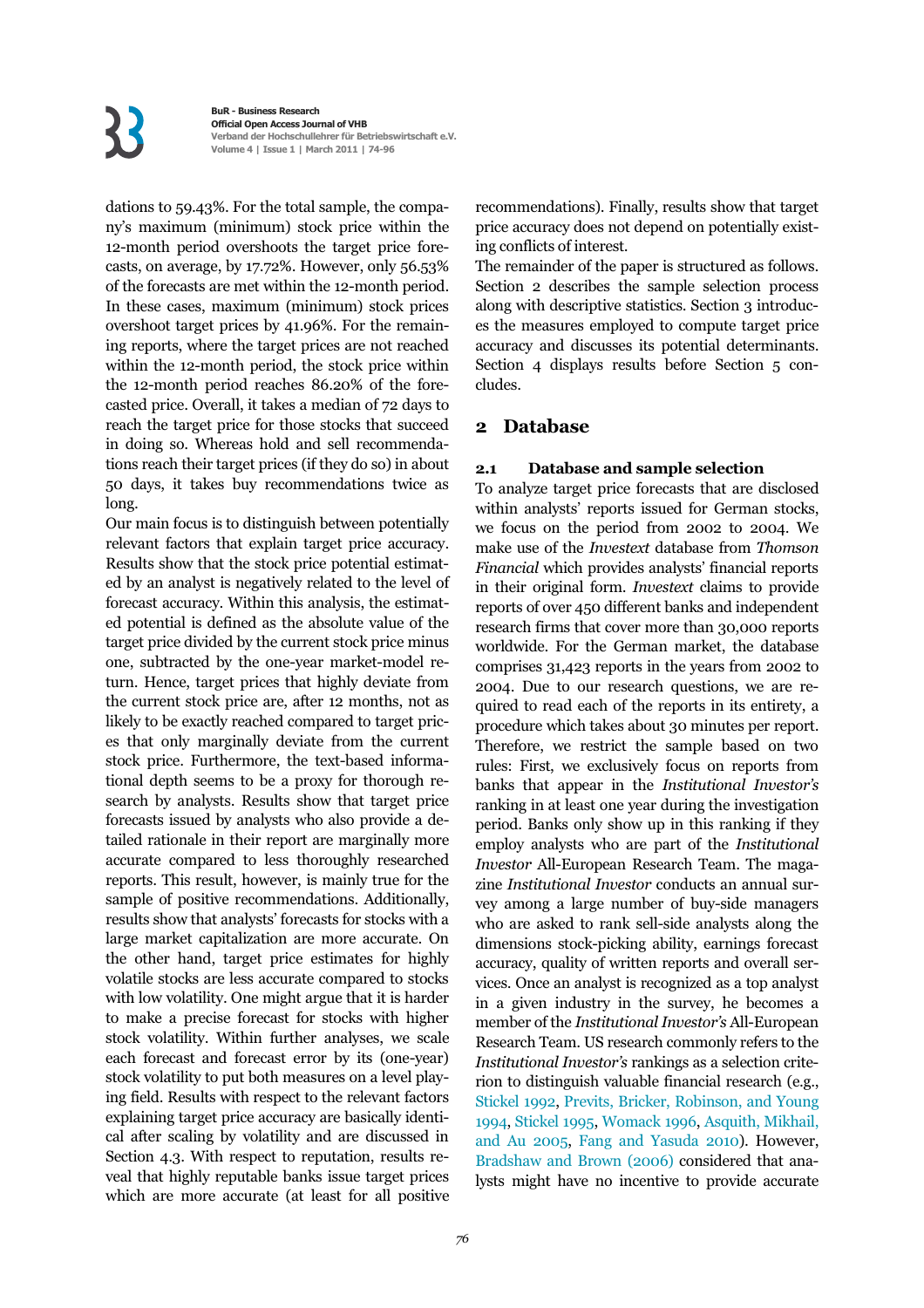dations to 59.43%. For the total sample, the company's maximum (minimum) stock price within the 12-month period overshoots the target price forecasts, on average, by 17.72%. However, only 56.53% of the forecasts are met within the 12-month period. In these cases, maximum (minimum) stock prices overshoot target prices by 41.96%. For the remaining reports, where the target prices are not reached within the 12-month period, the stock price within the 12-month period reaches 86.20% of the forecasted price. Overall, it takes a median of 72 days to reach the target price for those stocks that succeed in doing so. Whereas hold and sell recommendations reach their target prices (if they do so) in about 50 days, it takes buy recommendations twice as long.

Our main focus is to distinguish between potentially relevant factors that explain target price accuracy. Results show that the stock price potential estimated by an analyst is negatively related to the level of forecast accuracy. Within this analysis, the estimated potential is defined as the absolute value of the target price divided by the current stock price minus one, subtracted by the one-year market-model return. Hence, target prices that highly deviate from the current stock price are, after 12 months, not as likely to be exactly reached compared to target prices that only marginally deviate from the current stock price. Furthermore, the text-based informational depth seems to be a proxy for thorough research by analysts. Results show that target price forecasts issued by analysts who also provide a detailed rationale in their report are marginally more accurate compared to less thoroughly researched reports. This result, however, is mainly true for the sample of positive recommendations. Additionally, results show that analysts' forecasts for stocks with a large market capitalization are more accurate. On the other hand, target price estimates for highly volatile stocks are less accurate compared to stocks with low volatility. One might argue that it is harder to make a precise forecast for stocks with higher stock volatility. Within further analyses, we scale each forecast and forecast error by its (one-year) stock volatility to put both measures on a level playing field. Results with respect to the relevant factors explaining target price accuracy are basically identical after scaling by volatility and are discussed in Section 4.3. With respect to reputation, results reveal that highly reputable banks issue target prices which are more accurate (at least for all positive recommendations). Finally, results show that target price accuracy does not depend on potentially existing conflicts of interest.

The remainder of the paper is structured as follows. Section 2 describes the sample selection process along with descriptive statistics. Section 3 introduces the measures employed to compute target price accuracy and discusses its potential determinants. Section 4 displays results before Section 5 concludes.

## 2 Database

### 2.1 Database and sample selection

To analyze target price forecasts that are disclosed within analysts' reports issued for German stocks, we focus on the period from 2002 to 2004. We make use of the *Investext* database from *Thomson Financial* which provides analysts' financial reports in their original form. *Investext* claims to provide reports of over 450 different banks and independent research firms that cover more than 30,000 reports worldwide. For the German market, the database comprises 31,423 reports in the years from 2002 to 2004. Due to our research questions, we are required to read each of the reports in its entirety, a procedure which takes about 30 minutes per report. Therefore, we restrict the sample based on two rules: First, we exclusively focus on reports from banks that appear in the *Institutional Investor's* ranking in at least one year during the investigation period. Banks only show up in this ranking if they employ analysts who are part of the *Institutional Investor* All-European Research Team. The magazine *Institutional Investor* conducts an annual survey among a large number of buy-side managers who are asked to rank sell-side analysts along the dimensions stock-picking ability, earnings forecast accuracy, quality of written reports and overall services. Once an analyst is recognized as a top analyst in a given industry in the survey, he becomes a member of the *Institutional Investor's* All-European Research Team. US research commonly refers to the *Institutional Investor's* rankings as a selection criterion to distinguish valuable financial research (e.g., Stickel 1992, Previts, Bricker, Robinson, and Young 1994, Stickel 1995, Womack 1996, Asquith, Mikhail, and Au 2005, Fang and Yasuda 2010). However, Bradshaw and Brown (2006) considered that analysts might have no incentive to provide accurate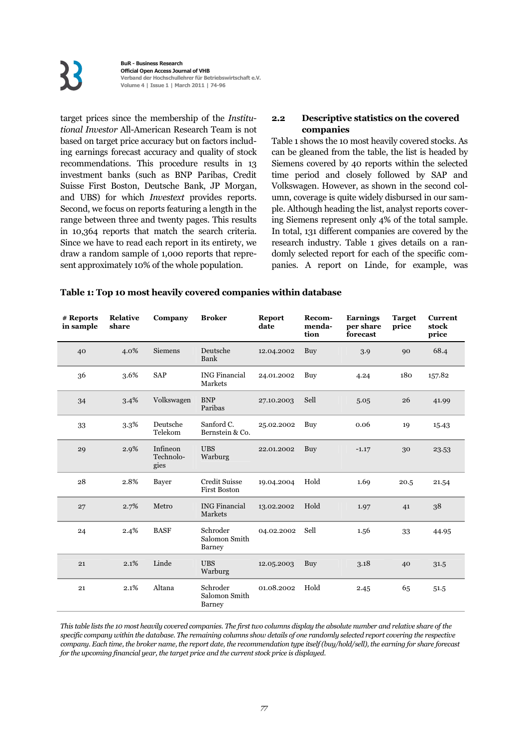target prices since the membership of the *Institutional Investor* All-American Research Team is not based on target price accuracy but on factors including earnings forecast accuracy and quality of stock recommendations. This procedure results in 13 investment banks (such as BNP Paribas, Credit Suisse First Boston, Deutsche Bank, JP Morgan, and UBS) for which *Investext* provides reports. Second, we focus on reports featuring a length in the range between three and twenty pages. This results in 10,364 reports that match the search criteria. Since we have to read each report in its entirety, we draw a random sample of 1,000 reports that represent approximately 10% of the whole population.

### 2.2 Descriptive statistics on the covered companies

Table 1 shows the 10 most heavily covered stocks. As can be gleaned from the table, the list is headed by Siemens covered by 40 reports within the selected time period and closely followed by SAP and Volkswagen. However, as shown in the second column, coverage is quite widely disbursed in our sample. Although heading the list, analyst reports covering Siemens represent only 4% of the total sample. In total, 131 different companies are covered by the research industry. Table 1 gives details on a randomly selected report for each of the specific companies. A report on Linde, for example, was

**Table 1: Top 10 most heavily covered companies within database**

| # Reports in sample | Relative share | Company | Broker | Report date | Recommendation | Earnings per share forecast | Target price | Current stock price |
|---|---|---|---|---|---|---|---|---|
| 40 | 4.0% | Siemens | Deutsche Bank | 12.04.2002 | Buy | 3.9 | 90 | 68.4 |
| 36 | 3.6% | SAP | ING Financial Markets | 24.01.2002 | Buy | 4.24 | 180 | 157.82 |
| 34 | 3.4% | Volkswagen | BNP Paribas | 27.10.2003 | Sell | 5.05 | 26 | 41.99 |
| 33 | 3.3% | Deutsche Telekom | Sanford C. Bernstein & Co. | 25.02.2002 | Buy | 0.06 | 19 | 15.43 |
| 29 | 2.9% | Infineon Technologies | UBS Warburg | 22.01.2002 | Buy | -1.17 | 30 | 23.53 |
| 28 | 2.8% | Bayer | Credit Suisse First Boston | 19.04.2004 | Hold | 1.69 | 20.5 | 21.54 |
| 27 | 2.7% | Metro | ING Financial Markets | 13.02.2002 | Hold | 1.97 | 41 | 38 |
| 24 | 2.4% | BASF | Schroder Salomon Smith Barney | 04.02.2002 | Sell | 1.56 | 33 | 44.95 |
| 21 | 2.1% | Linde | UBS Warburg | 12.05.2003 | Buy | 3.18 | 40 | 31.5 |
| 21 | 2.1% | Altana | Schroder Salomon Smith Barney | 01.08.2002 | Hold | 2.45 | 65 | 51.5 |

*This table lists the 10 most heavily covered companies. The first two columns display the absolute number and relative share of the specific company within the database. The remaining columns show details of one randomly selected report covering the respective company. Each time, the broker name, the report date, the recommendation type itself (buy/hold/sell), the earning for share forecast for the upcoming financial year, the target price and the current stock price is displayed.*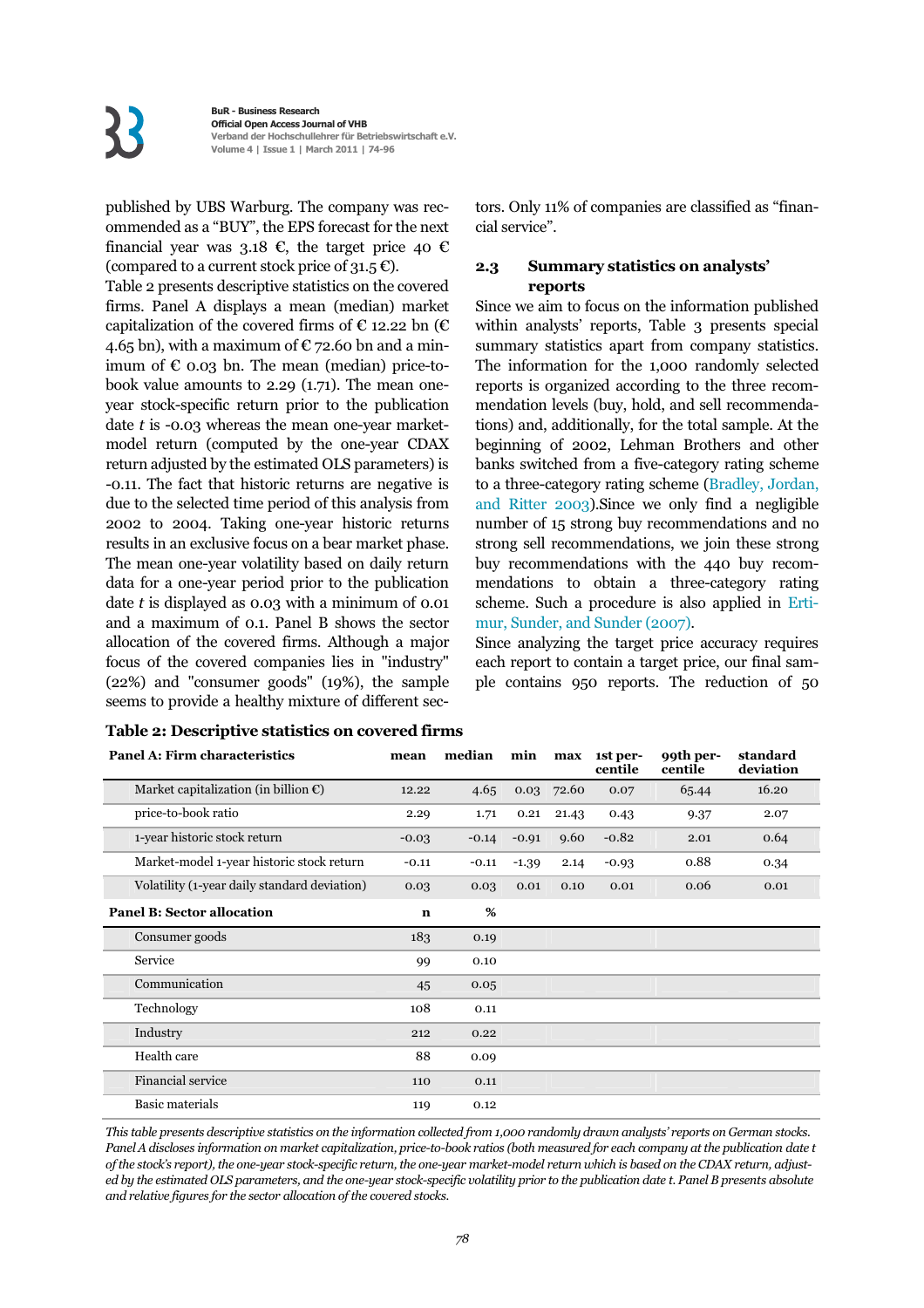published by UBS Warburg. The company was recommended as a "BUY", the EPS forecast for the next financial year was 3.18 €, the target price 40 € (compared to a current stock price of 31.5 €).

Table 2 presents descriptive statistics on the covered firms. Panel A displays a mean (median) market capitalization of the covered firms of € 12.22 bn (€ 4.65 bn), with a maximum of € 72.60 bn and a minimum of € 0.03 bn. The mean (median) price-to-book value amounts to 2.29 (1.71). The mean one-year stock-specific return prior to the publication date *t* is -0.03 whereas the mean one-year market-model return (computed by the one-year CDAX return adjusted by the estimated OLS parameters) is -0.11. The fact that historic returns are negative is due to the selected time period of this analysis from 2002 to 2004. Taking one-year historic returns results in an exclusive focus on a bear market phase. The mean one-year volatility based on daily return data for a one-year period prior to the publication date *t* is displayed as 0.03 with a minimum of 0.01 and a maximum of 0.1. Panel B shows the sector allocation of the covered firms. Although a major focus of the covered companies lies in "industry" (22%) and "consumer goods" (19%), the sample seems to provide a healthy mixture of different sectors. Only 11% of companies are classified as "financial service".

### 2.3 Summary statistics on analysts' reports

Since we aim to focus on the information published within analysts' reports, Table 3 presents special summary statistics apart from company statistics. The information for the 1,000 randomly selected reports is organized according to the three recommendation levels (buy, hold, and sell recommendations) and, additionally, for the total sample. At the beginning of 2002, Lehman Brothers and other banks switched from a five-category rating scheme to a three-category rating scheme (Bradley, Jordan, and Ritter 2003).Since we only find a negligible number of 15 strong buy recommendations and no strong sell recommendations, we join these strong buy recommendations with the 440 buy recommendations to obtain a three-category rating scheme. Such a procedure is also applied in Ertimur, Sunder, and Sunder (2007).

Since analyzing the target price accuracy requires each report to contain a target price, our final sample contains 950 reports. The reduction of 50

**Table 2: Descriptive statistics on covered firms**

| Panel A: Firm characteristics | mean | median | min | max | 1st percentile | 99th percentile | standard deviation |
|---|---|---|---|---|---|---|---|
| Market capitalization (in billion €) | 12.22 | 4.65 | 0.03 | 72.60 | 0.07 | 65.44 | 16.20 |
| price-to-book ratio | 2.29 | 1.71 | 0.21 | 21.43 | 0.43 | 9.37 | 2.07 |
| 1-year historic stock return | -0.03 | -0.14 | -0.91 | 9.60 | -0.82 | 2.01 | 0.64 |
| Market-model 1-year historic stock return | -0.11 | -0.11 | -1.39 | 2.14 | -0.93 | 0.88 | 0.34 |
| Volatility (1-year daily standard deviation) | 0.03 | 0.03 | 0.01 | 0.10 | 0.01 | 0.06 | 0.01 |
| **Panel B: Sector allocation** | **n** | **%** | | | | | |
| Consumer goods | 183 | 0.19 | | | | | |
| Service | 99 | 0.10 | | | | | |
| Communication | 45 | 0.05 | | | | | |
| Technology | 108 | 0.11 | | | | | |
| Industry | 212 | 0.22 | | | | | |
| Health care | 88 | 0.09 | | | | | |
| Financial service | 110 | 0.11 | | | | | |
| Basic materials | 119 | 0.12 | | | | | |

*This table presents descriptive statistics on the information collected from 1,000 randomly drawn analysts' reports on German stocks. Panel A discloses information on market capitalization, price-to-book ratios (both measured for each company at the publication date t of the stock's report), the one-year stock-specific return, the one-year market-model return which is based on the CDAX return, adjusted by the estimated OLS parameters, and the one-year stock-specific volatility prior to the publication date t. Panel B presents absolute and relative figures for the sector allocation of the covered stocks.*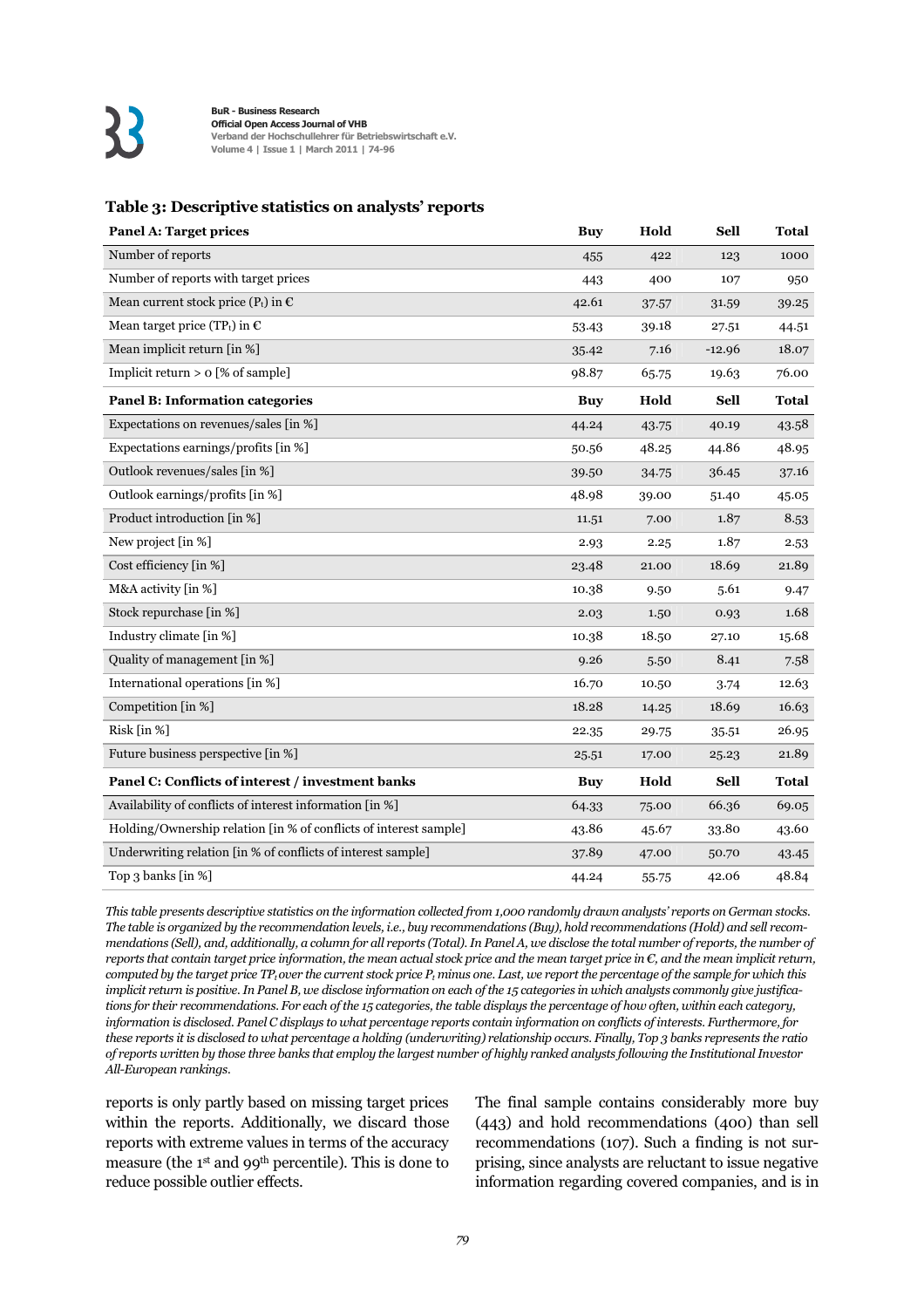**Table 3: Descriptive statistics on analysts' reports**

| **Panel A: Target prices** | **Buy** | **Hold** | **Sell** | **Total** |
|---|---|---|---|---|
| Number of reports | 455 | 422 | 123 | 1000 |
| Number of reports with target prices | 443 | 400 | 107 | 950 |
| Mean current stock price ($P_t$) in € | 42.61 | 37.57 | 31.59 | 39.25 |
| Mean target price ($TP_t$) in € | 53.43 | 39.18 | 27.51 | 44.51 |
| Mean implicit return [in %] | 35.42 | 7.16 | -12.96 | 18.07 |
| Implicit return > 0 [% of sample] | 98.87 | 65.75 | 19.63 | 76.00 |
| **Panel B: Information categories** | **Buy** | **Hold** | **Sell** | **Total** |
| Expectations on revenues/sales [in %] | 44.24 | 43.75 | 40.19 | 43.58 |
| Expectations earnings/profits [in %] | 50.56 | 48.25 | 44.86 | 48.95 |
| Outlook revenues/sales [in %] | 39.50 | 34.75 | 36.45 | 37.16 |
| Outlook earnings/profits [in %] | 48.98 | 39.00 | 51.40 | 45.05 |
| Product introduction [in %] | 11.51 | 7.00 | 1.87 | 8.53 |
| New project [in %] | 2.93 | 2.25 | 1.87 | 2.53 |
| Cost efficiency [in %] | 23.48 | 21.00 | 18.69 | 21.89 |
| M&A activity [in %] | 10.38 | 9.50 | 5.61 | 9.47 |
| Stock repurchase [in %] | 2.03 | 1.50 | 0.93 | 1.68 |
| Industry climate [in %] | 10.38 | 18.50 | 27.10 | 15.68 |
| Quality of management [in %] | 9.26 | 5.50 | 8.41 | 7.58 |
| International operations [in %] | 16.70 | 10.50 | 3.74 | 12.63 |
| Competition [in %] | 18.28 | 14.25 | 18.69 | 16.63 |
| Risk [in %] | 22.35 | 29.75 | 35.51 | 26.95 |
| Future business perspective [in %] | 25.51 | 17.00 | 25.23 | 21.89 |
| **Panel C: Conflicts of interest / investment banks** | **Buy** | **Hold** | **Sell** | **Total** |
| Availability of conflicts of interest information [in %] | 64.33 | 75.00 | 66.36 | 69.05 |
| Holding/Ownership relation [in % of conflicts of interest sample] | 43.86 | 45.67 | 33.80 | 43.60 |
| Underwriting relation [in % of conflicts of interest sample] | 37.89 | 47.00 | 50.70 | 43.45 |
| Top 3 banks [in %] | 44.24 | 55.75 | 42.06 | 48.84 |

*This table presents descriptive statistics on the information collected from 1,000 randomly drawn analysts' reports on German stocks. The table is organized by the recommendation levels, i.e., buy recommendations (Buy), hold recommendations (Hold) and sell recommendations (Sell), and, additionally, a column for all reports (Total). In Panel A, we disclose the total number of reports, the number of reports that contain target price information, the mean actual stock price and the mean target price in €, and the mean implicit return, computed by the target price $TP_t$ over the current stock price $P_t$ minus one. Last, we report the percentage of the sample for which this implicit return is positive. In Panel B, we disclose information on each of the 15 categories in which analysts commonly give justifications for their recommendations. For each of the 15 categories, the table displays the percentage of how often, within each category, information is disclosed. Panel C displays to what percentage reports contain information on conflicts of interests. Furthermore, for these reports it is disclosed to what percentage a holding (underwriting) relationship occurs. Finally, Top 3 banks represents the ratio of reports written by those three banks that employ the largest number of highly ranked analysts following the Institutional Investor All-European rankings.*

reports is only partly based on missing target prices within the reports. Additionally, we discard those reports with extreme values in terms of the accuracy measure (the 1st and 99th percentile). This is done to reduce possible outlier effects.

The final sample contains considerably more buy (443) and hold recommendations (400) than sell recommendations (107). Such a finding is not surprising, since analysts are reluctant to issue negative information regarding covered companies, and is in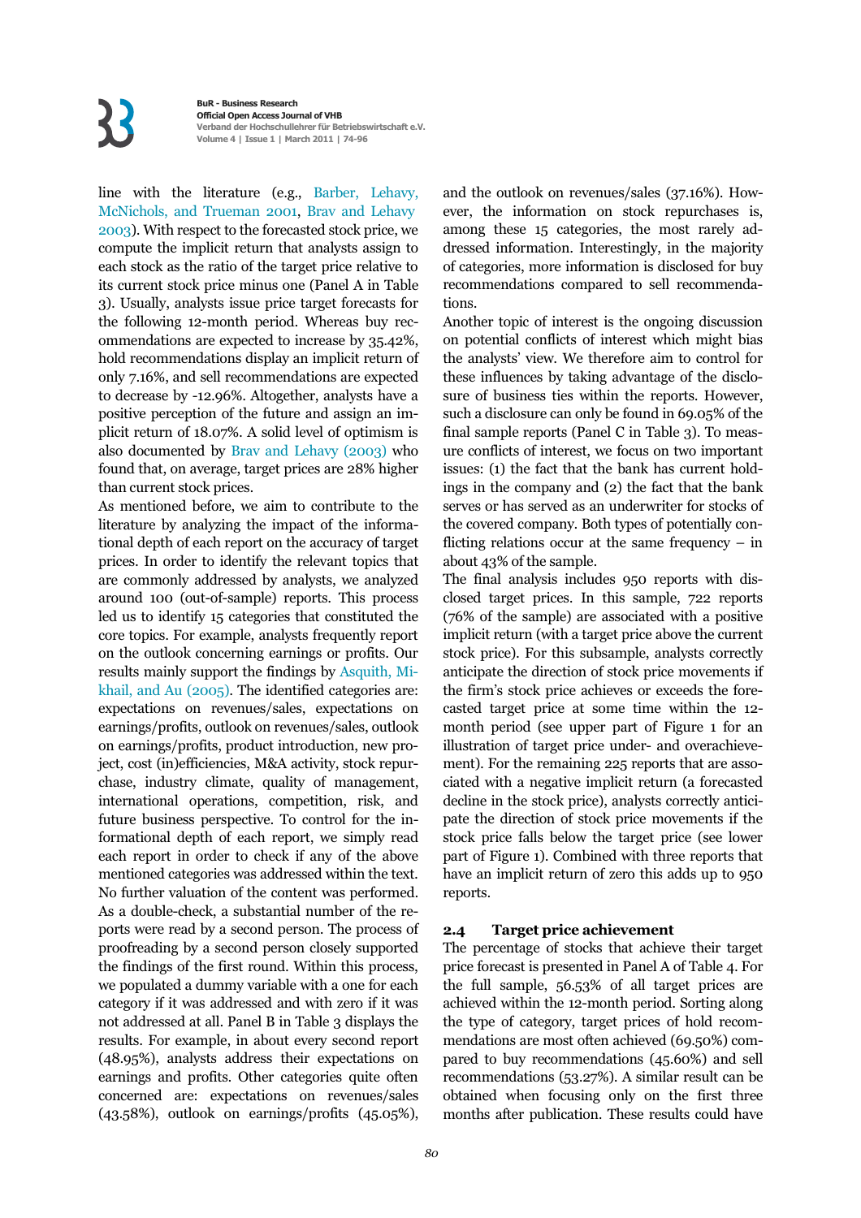line with the literature (e.g., Barber, Lehavy, McNichols, and Trueman 2001, Brav and Lehavy 2003). With respect to the forecasted stock price, we compute the implicit return that analysts assign to each stock as the ratio of the target price relative to its current stock price minus one (Panel A in Table 3). Usually, analysts issue price target forecasts for the following 12-month period. Whereas buy recommendations are expected to increase by 35.42%, hold recommendations display an implicit return of only 7.16%, and sell recommendations are expected to decrease by -12.96%. Altogether, analysts have a positive perception of the future and assign an implicit return of 18.07%. A solid level of optimism is also documented by Brav and Lehavy (2003) who found that, on average, target prices are 28% higher than current stock prices.

As mentioned before, we aim to contribute to the literature by analyzing the impact of the informational depth of each report on the accuracy of target prices. In order to identify the relevant topics that are commonly addressed by analysts, we analyzed around 100 (out-of-sample) reports. This process led us to identify 15 categories that constituted the core topics. For example, analysts frequently report on the outlook concerning earnings or profits. Our results mainly support the findings by Asquith, Mikhail, and Au (2005). The identified categories are: expectations on revenues/sales, expectations on earnings/profits, outlook on revenues/sales, outlook on earnings/profits, product introduction, new project, cost (in)efficiencies, M&A activity, stock repurchase, industry climate, quality of management, international operations, competition, risk, and future business perspective. To control for the informational depth of each report, we simply read each report in order to check if any of the above mentioned categories was addressed within the text. No further valuation of the content was performed. As a double-check, a substantial number of the reports were read by a second person. The process of proofreading by a second person closely supported the findings of the first round. Within this process, we populated a dummy variable with a one for each category if it was addressed and with zero if it was not addressed at all. Panel B in Table 3 displays the results. For example, in about every second report (48.95%), analysts address their expectations on earnings and profits. Other categories quite often concerned are: expectations on revenues/sales (43.58%), outlook on earnings/profits (45.05%), and the outlook on revenues/sales (37.16%). However, the information on stock repurchases is, among these 15 categories, the most rarely addressed information. Interestingly, in the majority of categories, more information is disclosed for buy recommendations compared to sell recommendations.

Another topic of interest is the ongoing discussion on potential conflicts of interest which might bias the analysts' view. We therefore aim to control for these influences by taking advantage of the disclosure of business ties within the reports. However, such a disclosure can only be found in 69.05% of the final sample reports (Panel C in Table 3). To measure conflicts of interest, we focus on two important issues: (1) the fact that the bank has current holdings in the company and (2) the fact that the bank serves or has served as an underwriter for stocks of the covered company. Both types of potentially conflicting relations occur at the same frequency – in about 43% of the sample.

The final analysis includes 950 reports with disclosed target prices. In this sample, 722 reports (76% of the sample) are associated with a positive implicit return (with a target price above the current stock price). For this subsample, analysts correctly anticipate the direction of stock price movements if the firm's stock price achieves or exceeds the forecasted target price at some time within the 12-month period (see upper part of Figure 1 for an illustration of target price under- and overachievement). For the remaining 225 reports that are associated with a negative implicit return (a forecasted decline in the stock price), analysts correctly anticipate the direction of stock price movements if the stock price falls below the target price (see lower part of Figure 1). Combined with three reports that have an implicit return of zero this adds up to 950 reports.

## 2.4 Target price achievement

The percentage of stocks that achieve their target price forecast is presented in Panel A of Table 4. For the full sample, 56.53% of all target prices are achieved within the 12-month period. Sorting along the type of category, target prices of hold recommendations are most often achieved (69.50%) compared to buy recommendations (45.60%) and sell recommendations (53.27%). A similar result can be obtained when focusing only on the first three months after publication. These results could have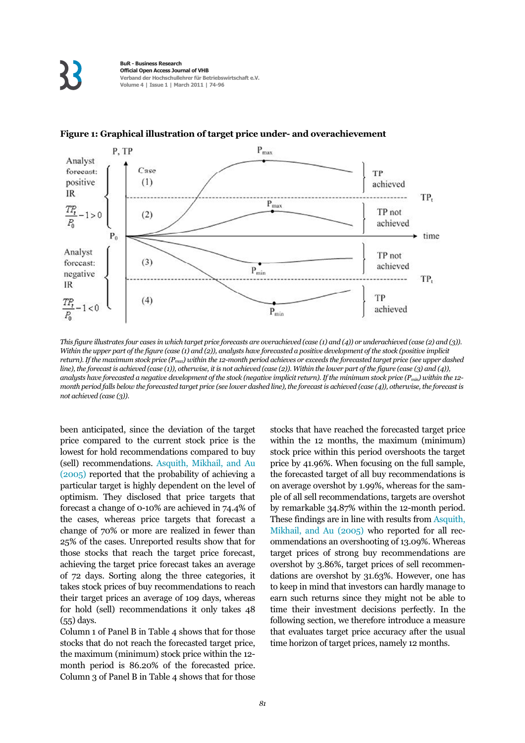**Figure 1: Graphical illustration of target price under- and overachievement**

*This figure illustrates four cases in which target price forecasts are overachieved (case (1) and (4)) or underachieved (case (2) and (3)). Within the upper part of the figure (case (1) and (2)), analysts have forecasted a positive development of the stock (positive implicit return). If the maximum stock price ($P_{max}$) within the 12-month period achieves or exceeds the forecasted target price (see upper dashed line), the forecast is achieved (case (1)), otherwise, it is not achieved (case (2)). Within the lower part of the figure (case (3) and (4)), analysts have forecasted a negative development of the stock (negative implicit return). If the minimum stock price ($P_{min}$) within the 12-month period falls below the forecasted target price (see lower dashed line), the forecast is achieved (case (4)), otherwise, the forecast is not achieved (case (3)).*

been anticipated, since the deviation of the target price compared to the current stock price is the lowest for hold recommendations compared to buy (sell) recommendations. Asquith, Mikhail, and Au (2005) reported that the probability of achieving a particular target is highly dependent on the level of optimism. They disclosed that price targets that forecast a change of 0-10% are achieved in 74.4% of the cases, whereas price targets that forecast a change of 70% or more are realized in fewer than 25% of the cases. Unreported results show that for those stocks that reach the target price forecast, achieving the target price forecast takes an average of 72 days. Sorting along the three categories, it takes stock prices of buy recommendations to reach their target prices an average of 109 days, whereas for hold (sell) recommendations it only takes 48 (55) days.

Column 1 of Panel B in Table 4 shows that for those stocks that do not reach the forecasted target price, the maximum (minimum) stock price within the 12-month period is 86.20% of the forecasted price. Column 3 of Panel B in Table 4 shows that for those stocks that have reached the forecasted target price within the 12 months, the maximum (minimum) stock price within this period overshoots the target price by 41.96%. When focusing on the full sample, the forecasted target of all buy recommendations is on average overshot by 1.99%, whereas for the sample of all sell recommendations, targets are overshot by remarkable 34.87% within the 12-month period. These findings are in line with results from Asquith, Mikhail, and Au (2005) who reported for all recommendations an overshooting of 13.09%. Whereas target prices of strong buy recommendations are overshot by 3.86%, target prices of sell recommendations are overshot by 31.63%. However, one has to keep in mind that investors can hardly manage to earn such returns since they might not be able to time their investment decisions perfectly. In the following section, we therefore introduce a measure that evaluates target price accuracy after the usual time horizon of target prices, namely 12 months.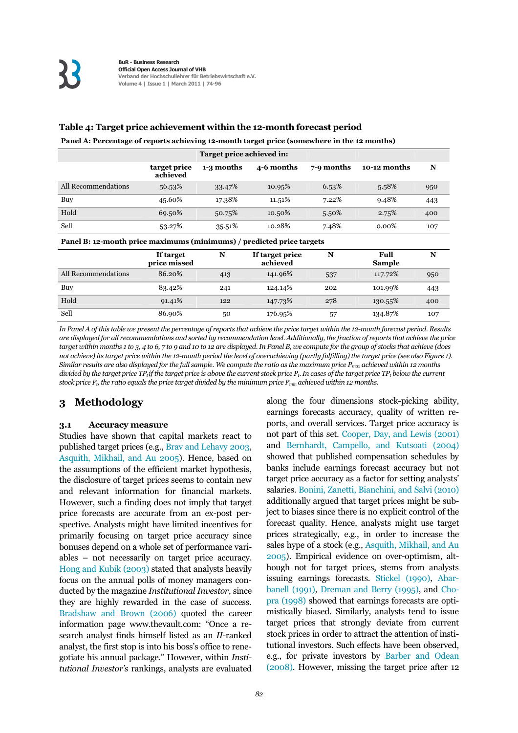**Table 4: Target price achievement within the 12-month forecast period**

**Panel A: Percentage of reports achieving 12-month target price (somewhere in the 12 months)**

| | Target price achieved in: | | | | | |
|---|---|---|---|---|---|---|
| | target price achieved | 1-3 months | 4-6 months | 7-9 months | 10-12 months | N |
| All Recommendations | 56.53% | 33.47% | 10.95% | 6.53% | 5.58% | 950 |
| Buy | 45.60% | 17.38% | 11.51% | 7.22% | 9.48% | 443 |
| Hold | 69.50% | 50.75% | 10.50% | 5.50% | 2.75% | 400 |
| Sell | 53.27% | 35.51% | 10.28% | 7.48% | 0.00% | 107 |

**Panel B: 12-month price maximums (minimums) / predicted price targets**

| | If target price missed | N | If target price achieved | N | Full Sample | N |
|---|---|---|---|---|---|---|
| All Recommendations | 86.20% | 413 | 141.96% | 537 | 117.72% | 950 |
| Buy | 83.42% | 241 | 124.14% | 202 | 101.99% | 443 |
| Hold | 91.41% | 122 | 147.73% | 278 | 130.55% | 400 |
| Sell | 86.90% | 50 | 176.95% | 57 | 134.87% | 107 |

*In Panel A of this table we present the percentage of reports that achieve the price target within the 12-month forecast period. Results are displayed for all recommendations and sorted by recommendation level. Additionally, the fraction of reports that achieve the price target within months 1 to 3, 4 to 6, 7 to 9 and 10 to 12 are displayed. In Panel B, we compute for the group of stocks that achieve (does not achieve) its target price within the 12-month period the level of overachieving (partly fulfilling) the target price (see also Figure 1). Similar results are also displayed for the full sample. We compute the ratio as the maximum price $P_{max}$ achieved within 12 months divided by the target price $TP_t$ if the target price is above the current stock price $P_t$. In cases of the target price $TP_t$ below the current stock price $P_t$, the ratio equals the price target divided by the minimum price $P_{min}$ achieved within 12 months.*

## 3 Methodology

### 3.1 Accuracy measure

Studies have shown that capital markets react to published target prices (e.g., Brav and Lehavy 2003, Asquith, Mikhail, and Au 2005). Hence, based on the assumptions of the efficient market hypothesis, the disclosure of target prices seems to contain new and relevant information for financial markets. However, such a finding does not imply that target price forecasts are accurate from an ex-post perspective. Analysts might have limited incentives for primarily focusing on target price accuracy since bonuses depend on a whole set of performance variables – not necessarily on target price accuracy. Hong and Kubik (2003) stated that analysts heavily focus on the annual polls of money managers conducted by the magazine *Institutional Investor*, since they are highly rewarded in the case of success. Bradshaw and Brown (2006) quoted the career information page www.thevault.com: "Once a research analyst finds himself listed as an *II*-ranked analyst, the first stop is into his boss's office to renegotiate his annual package." However, within *Institutional Investor's* rankings, analysts are evaluated along the four dimensions stock-picking ability, earnings forecasts accuracy, quality of written reports, and overall services. Target price accuracy is not part of this set. Cooper, Day, and Lewis (2001) and Bernhardt, Campello, and Kutsoati (2004) showed that published compensation schedules by banks include earnings forecast accuracy but not target price accuracy as a factor for setting analysts' salaries. Bonini, Zanetti, Bianchini, and Salvi (2010) additionally argued that target prices might be subject to biases since there is no explicit control of the forecast quality. Hence, analysts might use target prices strategically, e.g., in order to increase the sales hype of a stock (e.g., Asquith, Mikhail, and Au 2005). Empirical evidence on over-optimism, although not for target prices, stems from analysts issuing earnings forecasts. Stickel (1990), Abarbanell (1991), Dreman and Berry (1995), and Chopra (1998) showed that earnings forecasts are optimistically biased. Similarly, analysts tend to issue target prices that strongly deviate from current stock prices in order to attract the attention of institutional investors. Such effects have been observed, e.g., for private investors by Barber and Odean (2008). However, missing the target price after 12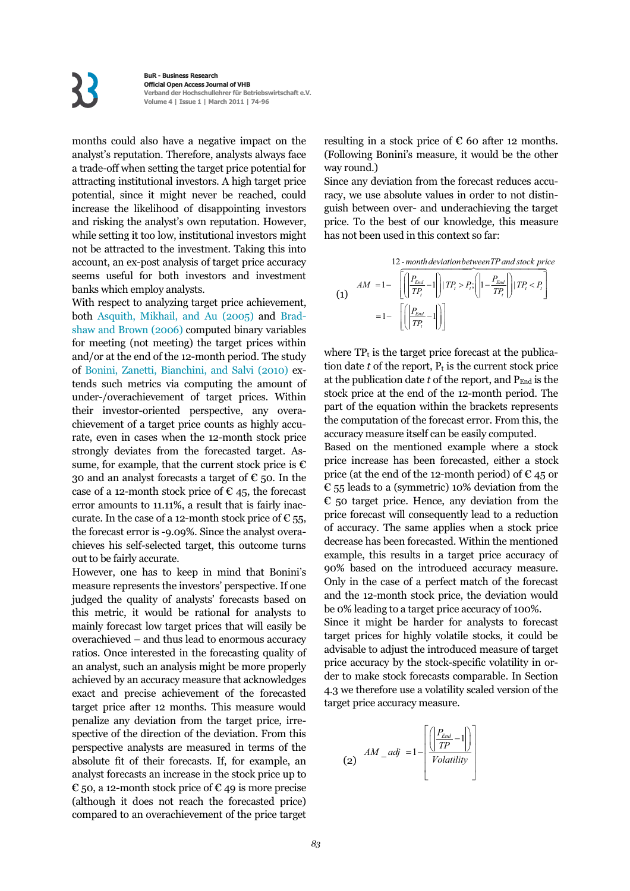months could also have a negative impact on the analyst's reputation. Therefore, analysts always face a trade-off when setting the target price potential for attracting institutional investors. A high target price potential, since it might never be reached, could increase the likelihood of disappointing investors and risking the analyst's own reputation. However, while setting it too low, institutional investors might not be attracted to the investment. Taking this into account, an ex-post analysis of target price accuracy seems useful for both investors and investment banks which employ analysts.

With respect to analyzing target price achievement, both Asquith, Mikhail, and Au (2005) and Bradshaw and Brown (2006) computed binary variables for meeting (not meeting) the target prices within and/or at the end of the 12-month period. The study of Bonini, Zanetti, Bianchini, and Salvi (2010) extends such metrics via computing the amount of under-/overachievement of target prices. Within their investor-oriented perspective, any overachievement of a target price counts as highly accurate, even in cases when the 12-month stock price strongly deviates from the forecasted target. Assume, for example, that the current stock price is € 30 and an analyst forecasts a target of € 50. In the case of a 12-month stock price of € 45, the forecast error amounts to 11.11%, a result that is fairly inaccurate. In the case of a 12-month stock price of € 55, the forecast error is -9.09%. Since the analyst overachieves his self-selected target, this outcome turns out to be fairly accurate.

However, one has to keep in mind that Bonini's measure represents the investors' perspective. If one judged the quality of analysts' forecasts based on this metric, it would be rational for analysts to mainly forecast low target prices that will easily be overachieved – and thus lead to enormous accuracy ratios. Once interested in the forecasting quality of an analyst, such an analysis might be more properly achieved by an accuracy measure that acknowledges exact and precise achievement of the forecasted target price after 12 months. This measure would penalize any deviation from the target price, irrespective of the direction of the deviation. From this perspective analysts are measured in terms of the absolute fit of their forecasts. If, for example, an analyst forecasts an increase in the stock price up to € 50, a 12-month stock price of € 49 is more precise (although it does not reach the forecasted price) compared to an overachievement of the price target resulting in a stock price of € 60 after 12 months. (Following Bonini's measure, it would be the other way round.)

Since any deviation from the forecast reduces accuracy, we use absolute values in order to not distinguish between over- and underachieving the target price. To the best of our knowledge, this measure has not been used in this context so far:

$$(1)\quad AM = 1 - \overbrace{\left[\left(\left|\frac{P_{End}}{TP_t}-1\right|\right) \mid TP_t > P_t ; \left(\left|1-\frac{P_{End}}{TP_t}\right|\right) \mid TP_t < P_t\right]}^{12\text{-}month\ deviation\ between\ TP\ and\ stock\ price} = 1 - \left[\left(\left|\frac{P_{End}}{TP_t}-1\right|\right)\right]$$

where $TP_t$ is the target price forecast at the publication date $t$ of the report, $P_t$ is the current stock price at the publication date $t$ of the report, and $P_{End}$ is the stock price at the end of the 12-month period. The part of the equation within the brackets represents the computation of the forecast error. From this, the accuracy measure itself can be easily computed.

Based on the mentioned example where a stock price increase has been forecasted, either a stock price (at the end of the 12-month period) of € 45 or € 55 leads to a (symmetric) 10% deviation from the € 50 target price. Hence, any deviation from the price forecast will consequently lead to a reduction of accuracy. The same applies when a stock price decrease has been forecasted. Within the mentioned example, this results in a target price accuracy of 90% based on the introduced accuracy measure. Only in the case of a perfect match of the forecast and the 12-month stock price, the deviation would be 0% leading to a target price accuracy of 100%.

Since it might be harder for analysts to forecast target prices for highly volatile stocks, it could be advisable to adjust the introduced measure of target price accuracy by the stock-specific volatility in order to make stock forecasts comparable. In Section 4.3 we therefore use a volatility scaled version of the target price accuracy measure.

$$(2)\quad AM\_adj = 1 - \left[\frac{\left(\left|\frac{P_{End}}{TP}-1\right|\right)}{Volatility}\right]$$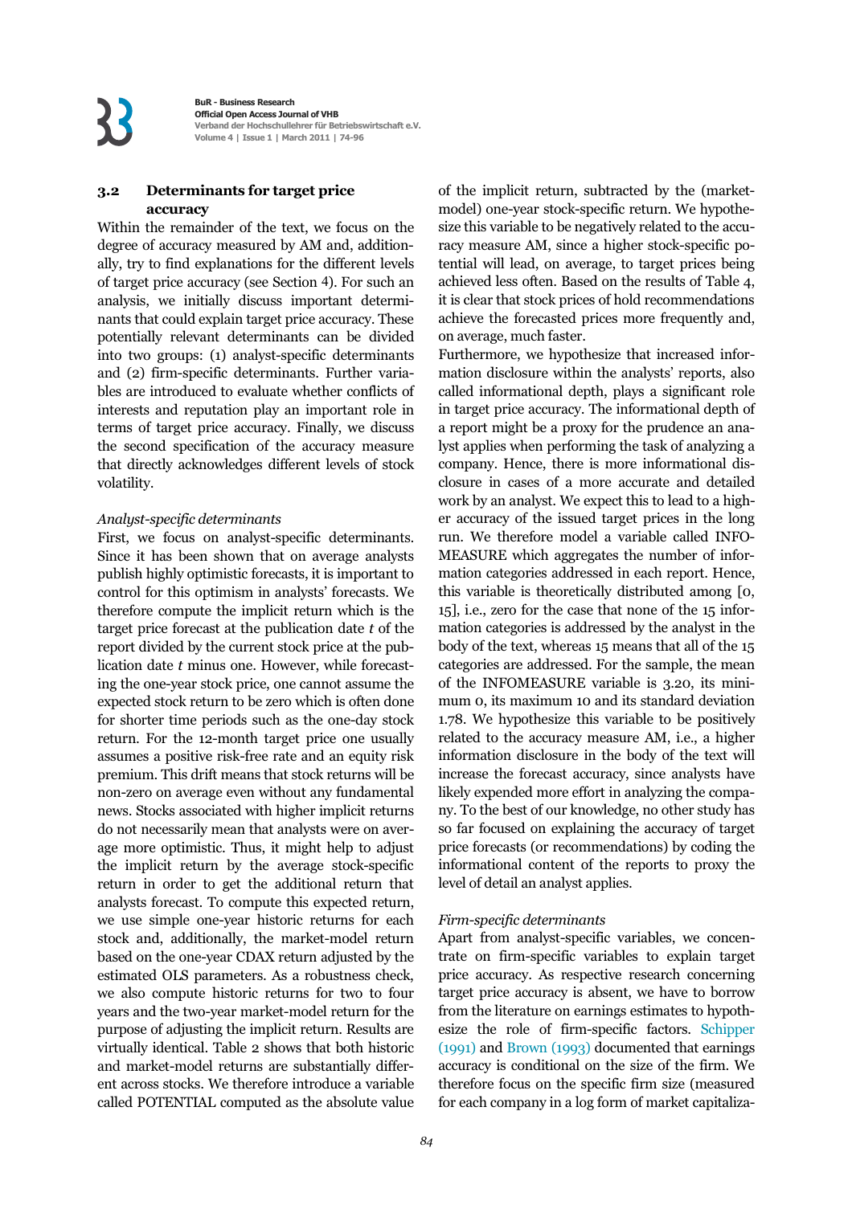### 3.2 Determinants for target price accuracy

Within the remainder of the text, we focus on the degree of accuracy measured by AM and, additionally, try to find explanations for the different levels of target price accuracy (see Section 4). For such an analysis, we initially discuss important determinants that could explain target price accuracy. These potentially relevant determinants can be divided into two groups: (1) analyst-specific determinants and (2) firm-specific determinants. Further variables are introduced to evaluate whether conflicts of interests and reputation play an important role in terms of target price accuracy. Finally, we discuss the second specification of the accuracy measure that directly acknowledges different levels of stock volatility.

*Analyst-specific determinants*

First, we focus on analyst-specific determinants. Since it has been shown that on average analysts publish highly optimistic forecasts, it is important to control for this optimism in analysts' forecasts. We therefore compute the implicit return which is the target price forecast at the publication date *t* of the report divided by the current stock price at the publication date *t* minus one. However, while forecasting the one-year stock price, one cannot assume the expected stock return to be zero which is often done for shorter time periods such as the one-day stock return. For the 12-month target price one usually assumes a positive risk-free rate and an equity risk premium. This drift means that stock returns will be non-zero on average even without any fundamental news. Stocks associated with higher implicit returns do not necessarily mean that analysts were on average more optimistic. Thus, it might help to adjust the implicit return by the average stock-specific return in order to get the additional return that analysts forecast. To compute this expected return, we use simple one-year historic returns for each stock and, additionally, the market-model return based on the one-year CDAX return adjusted by the estimated OLS parameters. As a robustness check, we also compute historic returns for two to four years and the two-year market-model return for the purpose of adjusting the implicit return. Results are virtually identical. Table 2 shows that both historic and market-model returns are substantially different across stocks. We therefore introduce a variable called POTENTIAL computed as the absolute value of the implicit return, subtracted by the (market-model) one-year stock-specific return. We hypothesize this variable to be negatively related to the accuracy measure AM, since a higher stock-specific potential will lead, on average, to target prices being achieved less often. Based on the results of Table 4, it is clear that stock prices of hold recommendations achieve the forecasted prices more frequently and, on average, much faster.

Furthermore, we hypothesize that increased information disclosure within the analysts' reports, also called informational depth, plays a significant role in target price accuracy. The informational depth of a report might be a proxy for the prudence an analyst applies when performing the task of analyzing a company. Hence, there is more informational disclosure in cases of a more accurate and detailed work by an analyst. We expect this to lead to a higher accuracy of the issued target prices in the long run. We therefore model a variable called INFOMEASURE which aggregates the number of information categories addressed in each report. Hence, this variable is theoretically distributed among [0, 15], i.e., zero for the case that none of the 15 information categories is addressed by the analyst in the body of the text, whereas 15 means that all of the 15 categories are addressed. For the sample, the mean of the INFOMEASURE variable is 3.20, its minimum 0, its maximum 10 and its standard deviation 1.78. We hypothesize this variable to be positively related to the accuracy measure AM, i.e., a higher information disclosure in the body of the text will increase the forecast accuracy, since analysts have likely expended more effort in analyzing the company. To the best of our knowledge, no other study has so far focused on explaining the accuracy of target price forecasts (or recommendations) by coding the informational content of the reports to proxy the level of detail an analyst applies.

*Firm-specific determinants*

Apart from analyst-specific variables, we concentrate on firm-specific variables to explain target price accuracy. As respective research concerning target price accuracy is absent, we have to borrow from the literature on earnings estimates to hypothesize the role of firm-specific factors. Schipper (1991) and Brown (1993) documented that earnings accuracy is conditional on the size of the firm. We therefore focus on the specific firm size (measured for each company in a log form of market capitaliza-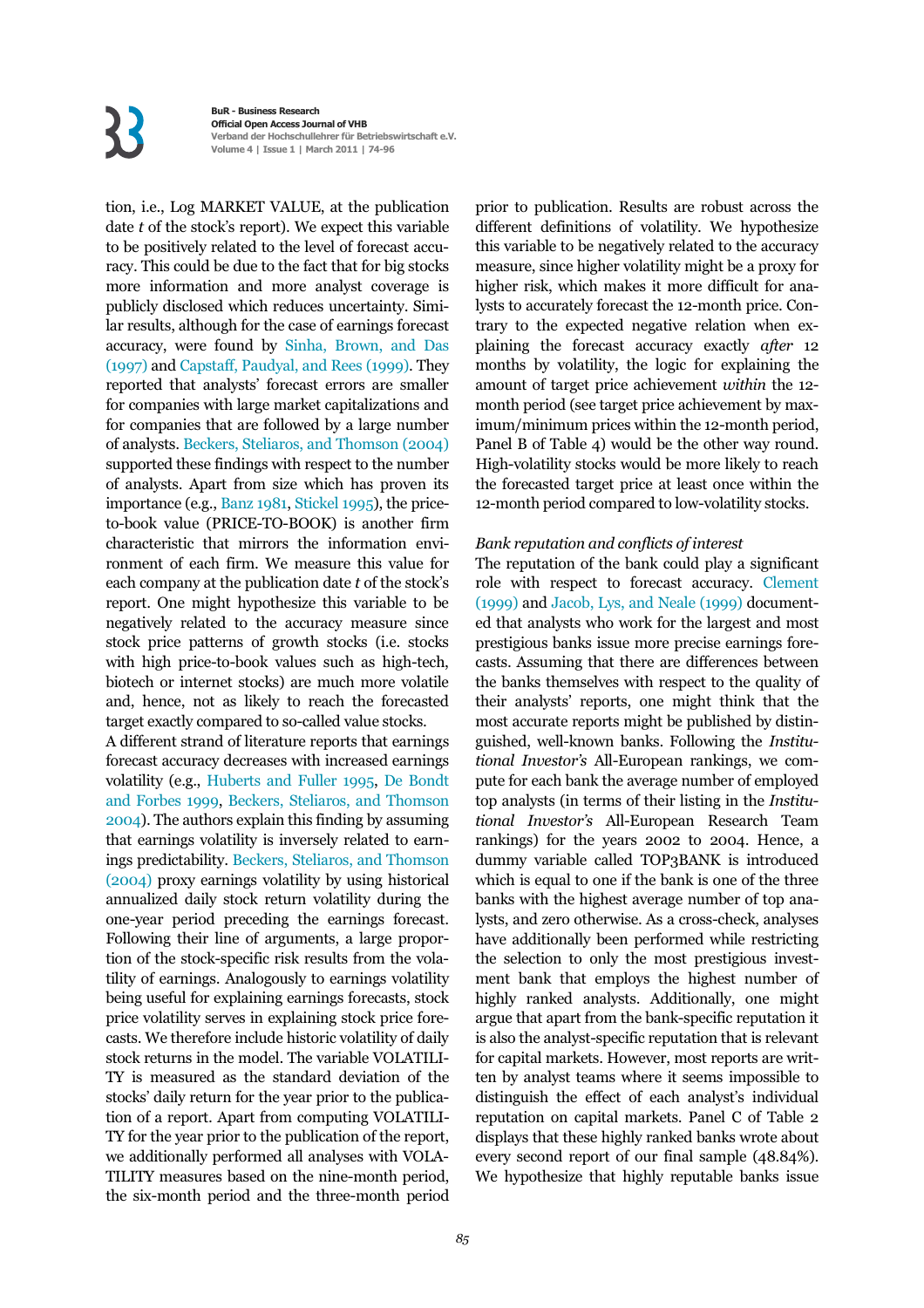tion, i.e., Log MARKET VALUE, at the publication date *t* of the stock's report). We expect this variable to be positively related to the level of forecast accuracy. This could be due to the fact that for big stocks more information and more analyst coverage is publicly disclosed which reduces uncertainty. Similar results, although for the case of earnings forecast accuracy, were found by Sinha, Brown, and Das (1997) and Capstaff, Paudyal, and Rees (1999). They reported that analysts' forecast errors are smaller for companies with large market capitalizations and for companies that are followed by a large number of analysts. Beckers, Steliaros, and Thomson (2004) supported these findings with respect to the number of analysts. Apart from size which has proven its importance (e.g., Banz 1981, Stickel 1995), the price-to-book value (PRICE-TO-BOOK) is another firm characteristic that mirrors the information environment of each firm. We measure this value for each company at the publication date *t* of the stock's report. One might hypothesize this variable to be negatively related to the accuracy measure since stock price patterns of growth stocks (i.e. stocks with high price-to-book values such as high-tech, biotech or internet stocks) are much more volatile and, hence, not as likely to reach the forecasted target exactly compared to so-called value stocks.

A different strand of literature reports that earnings forecast accuracy decreases with increased earnings volatility (e.g., Huberts and Fuller 1995, De Bondt and Forbes 1999, Beckers, Steliaros, and Thomson 2004). The authors explain this finding by assuming that earnings volatility is inversely related to earnings predictability. Beckers, Steliaros, and Thomson (2004) proxy earnings volatility by using historical annualized daily stock return volatility during the one-year period preceding the earnings forecast. Following their line of arguments, a large proportion of the stock-specific risk results from the volatility of earnings. Analogously to earnings volatility being useful for explaining earnings forecasts, stock price volatility serves in explaining stock price forecasts. We therefore include historic volatility of daily stock returns in the model. The variable VOLATILITY is measured as the standard deviation of the stocks' daily return for the year prior to the publication of a report. Apart from computing VOLATILITY for the year prior to the publication of the report, we additionally performed all analyses with VOLATILITY measures based on the nine-month period, the six-month period and the three-month period prior to publication. Results are robust across the different definitions of volatility. We hypothesize this variable to be negatively related to the accuracy measure, since higher volatility might be a proxy for higher risk, which makes it more difficult for analysts to accurately forecast the 12-month price. Contrary to the expected negative relation when explaining the forecast accuracy exactly *after* 12 months by volatility, the logic for explaining the amount of target price achievement *within* the 12-month period (see target price achievement by maximum/minimum prices within the 12-month period, Panel B of Table 4) would be the other way round. High-volatility stocks would be more likely to reach the forecasted target price at least once within the 12-month period compared to low-volatility stocks.

*Bank reputation and conflicts of interest*

The reputation of the bank could play a significant role with respect to forecast accuracy. Clement (1999) and Jacob, Lys, and Neale (1999) documented that analysts who work for the largest and most prestigious banks issue more precise earnings forecasts. Assuming that there are differences between the banks themselves with respect to the quality of their analysts' reports, one might think that the most accurate reports might be published by distinguished, well-known banks. Following the *Institutional Investor's* All-European rankings, we compute for each bank the average number of employed top analysts (in terms of their listing in the *Institutional Investor's* All-European Research Team rankings) for the years 2002 to 2004. Hence, a dummy variable called TOP3BANK is introduced which is equal to one if the bank is one of the three banks with the highest average number of top analysts, and zero otherwise. As a cross-check, analyses have additionally been performed while restricting the selection to only the most prestigious investment bank that employs the highest number of highly ranked analysts. Additionally, one might argue that apart from the bank-specific reputation it is also the analyst-specific reputation that is relevant for capital markets. However, most reports are written by analyst teams where it seems impossible to distinguish the effect of each analyst's individual reputation on capital markets. Panel C of Table 2 displays that these highly ranked banks wrote about every second report of our final sample (48.84%). We hypothesize that highly reputable banks issue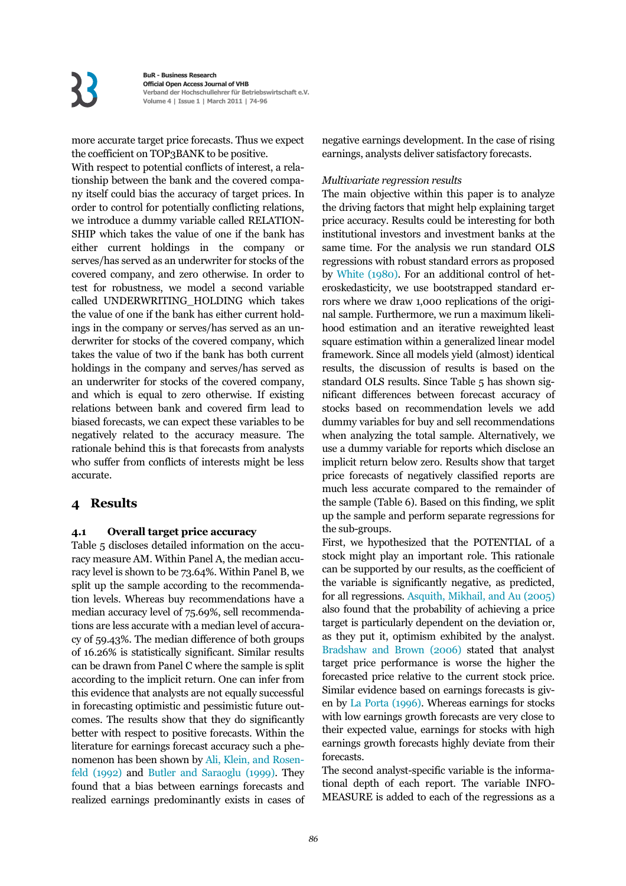more accurate target price forecasts. Thus we expect the coefficient on TOP3BANK to be positive.

With respect to potential conflicts of interest, a relationship between the bank and the covered company itself could bias the accuracy of target prices. In order to control for potentially conflicting relations, we introduce a dummy variable called RELATIONSHIP which takes the value of one if the bank has either current holdings in the company or serves/has served as an underwriter for stocks of the covered company, and zero otherwise. In order to test for robustness, we model a second variable called UNDERWRITING_HOLDING which takes the value of one if the bank has either current holdings in the company or serves/has served as an underwriter for stocks of the covered company, which takes the value of two if the bank has both current holdings in the company and serves/has served as an underwriter for stocks of the covered company, and which is equal to zero otherwise. If existing relations between bank and covered firm lead to biased forecasts, we can expect these variables to be negatively related to the accuracy measure. The rationale behind this is that forecasts from analysts who suffer from conflicts of interests might be less accurate.

## 4 Results

### 4.1 Overall target price accuracy

Table 5 discloses detailed information on the accuracy measure AM. Within Panel A, the median accuracy level is shown to be 73.64%. Within Panel B, we split up the sample according to the recommendation levels. Whereas buy recommendations have a median accuracy level of 75.69%, sell recommendations are less accurate with a median level of accuracy of 59.43%. The median difference of both groups of 16.26% is statistically significant. Similar results can be drawn from Panel C where the sample is split according to the implicit return. One can infer from this evidence that analysts are not equally successful in forecasting optimistic and pessimistic future outcomes. The results show that they do significantly better with respect to positive forecasts. Within the literature for earnings forecast accuracy such a phenomenon has been shown by Ali, Klein, and Rosenfeld (1992) and Butler and Saraoglu (1999). They found that a bias between earnings forecasts and realized earnings predominantly exists in cases of negative earnings development. In the case of rising earnings, analysts deliver satisfactory forecasts.

*Multivariate regression results*

The main objective within this paper is to analyze the driving factors that might help explaining target price accuracy. Results could be interesting for both institutional investors and investment banks at the same time. For the analysis we run standard OLS regressions with robust standard errors as proposed by White (1980). For an additional control of heteroskedasticity, we use bootstrapped standard errors where we draw 1,000 replications of the original sample. Furthermore, we run a maximum likelihood estimation and an iterative reweighted least square estimation within a generalized linear model framework. Since all models yield (almost) identical results, the discussion of results is based on the standard OLS results. Since Table 5 has shown significant differences between forecast accuracy of stocks based on recommendation levels we add dummy variables for buy and sell recommendations when analyzing the total sample. Alternatively, we use a dummy variable for reports which disclose an implicit return below zero. Results show that target price forecasts of negatively classified reports are much less accurate compared to the remainder of the sample (Table 6). Based on this finding, we split up the sample and perform separate regressions for the sub-groups.

First, we hypothesized that the POTENTIAL of a stock might play an important role. This rationale can be supported by our results, as the coefficient of the variable is significantly negative, as predicted, for all regressions. Asquith, Mikhail, and Au (2005) also found that the probability of achieving a price target is particularly dependent on the deviation or, as they put it, optimism exhibited by the analyst. Bradshaw and Brown (2006) stated that analyst target price performance is worse the higher the forecasted price relative to the current stock price. Similar evidence based on earnings forecasts is given by La Porta (1996). Whereas earnings for stocks with low earnings growth forecasts are very close to their expected value, earnings for stocks with high earnings growth forecasts highly deviate from their forecasts.

The second analyst-specific variable is the informational depth of each report. The variable INFOMEASURE is added to each of the regressions as a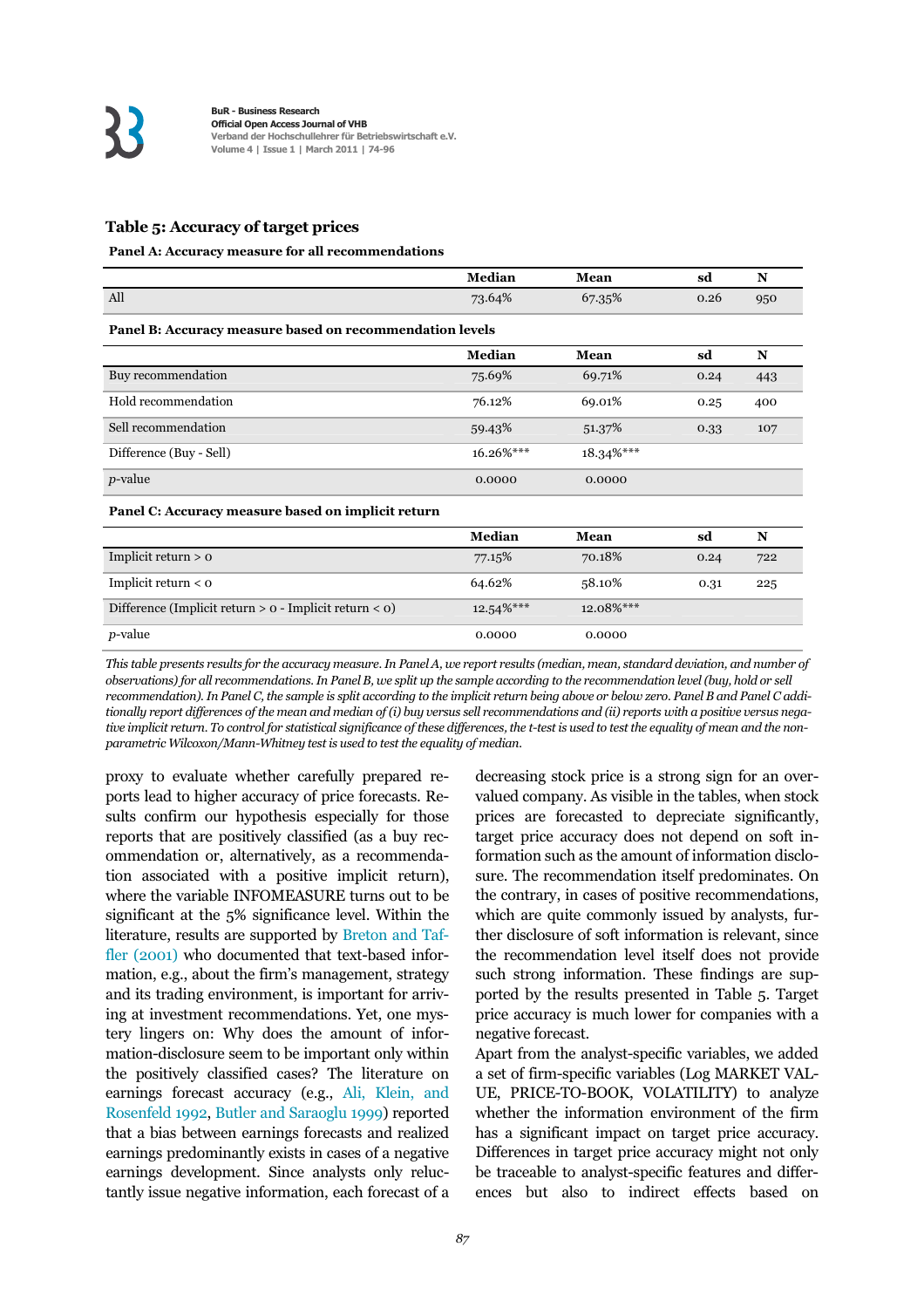### Table 5: Accuracy of target prices

**Panel A: Accuracy measure for all recommendations**

| | Median | Mean | sd | N |
|---|---|---|---|---|
| All | 73.64% | 67.35% | 0.26 | 950 |

**Panel B: Accuracy measure based on recommendation levels**

| | Median | Mean | sd | N |
|---|---|---|---|---|
| Buy recommendation | 75.69% | 69.71% | 0.24 | 443 |
| Hold recommendation | 76.12% | 69.01% | 0.25 | 400 |
| Sell recommendation | 59.43% | 51.37% | 0.33 | 107 |
| Difference (Buy - Sell) | 16.26%*** | 18.34%*** | | |
| *p*-value | 0.0000 | 0.0000 | | |

**Panel C: Accuracy measure based on implicit return**

| | Median | Mean | sd | N |
|---|---|---|---|---|
| Implicit return > 0 | 77.15% | 70.18% | 0.24 | 722 |
| Implicit return < 0 | 64.62% | 58.10% | 0.31 | 225 |
| Difference (Implicit return > 0 - Implicit return < 0) | 12.54%*** | 12.08%*** | | |
| *p*-value | 0.0000 | 0.0000 | | |

*This table presents results for the accuracy measure. In Panel A, we report results (median, mean, standard deviation, and number of observations) for all recommendations. In Panel B, we split up the sample according to the recommendation level (buy, hold or sell recommendation). In Panel C, the sample is split according to the implicit return being above or below zero. Panel B and Panel C additionally report differences of the mean and median of (i) buy versus sell recommendations and (ii) reports with a positive versus negative implicit return. To control for statistical significance of these differences, the t-test is used to test the equality of mean and the non-parametric Wilcoxon/Mann-Whitney test is used to test the equality of median.*

proxy to evaluate whether carefully prepared reports lead to higher accuracy of price forecasts. Results confirm our hypothesis especially for those reports that are positively classified (as a buy recommendation or, alternatively, as a recommendation associated with a positive implicit return), where the variable INFOMEASURE turns out to be significant at the 5% significance level. Within the literature, results are supported by Breton and Taffler (2001) who documented that text-based information, e.g., about the firm's management, strategy and its trading environment, is important for arriving at investment recommendations. Yet, one mystery lingers on: Why does the amount of information-disclosure seem to be important only within the positively classified cases? The literature on earnings forecast accuracy (e.g., Ali, Klein, and Rosenfeld 1992, Butler and Saraoglu 1999) reported that a bias between earnings forecasts and realized earnings predominantly exists in cases of a negative earnings development. Since analysts only reluctantly issue negative information, each forecast of a decreasing stock price is a strong sign for an overvalued company. As visible in the tables, when stock prices are forecasted to depreciate significantly, target price accuracy does not depend on soft information such as the amount of information disclosure. The recommendation itself predominates. On the contrary, in cases of positive recommendations, which are quite commonly issued by analysts, further disclosure of soft information is relevant, since the recommendation level itself does not provide such strong information. These findings are supported by the results presented in Table 5. Target price accuracy is much lower for companies with a negative forecast.

Apart from the analyst-specific variables, we added a set of firm-specific variables (Log MARKET VALUE, PRICE-TO-BOOK, VOLATILITY) to analyze whether the information environment of the firm has a significant impact on target price accuracy. Differences in target price accuracy might not only be traceable to analyst-specific features and differences but also to indirect effects based on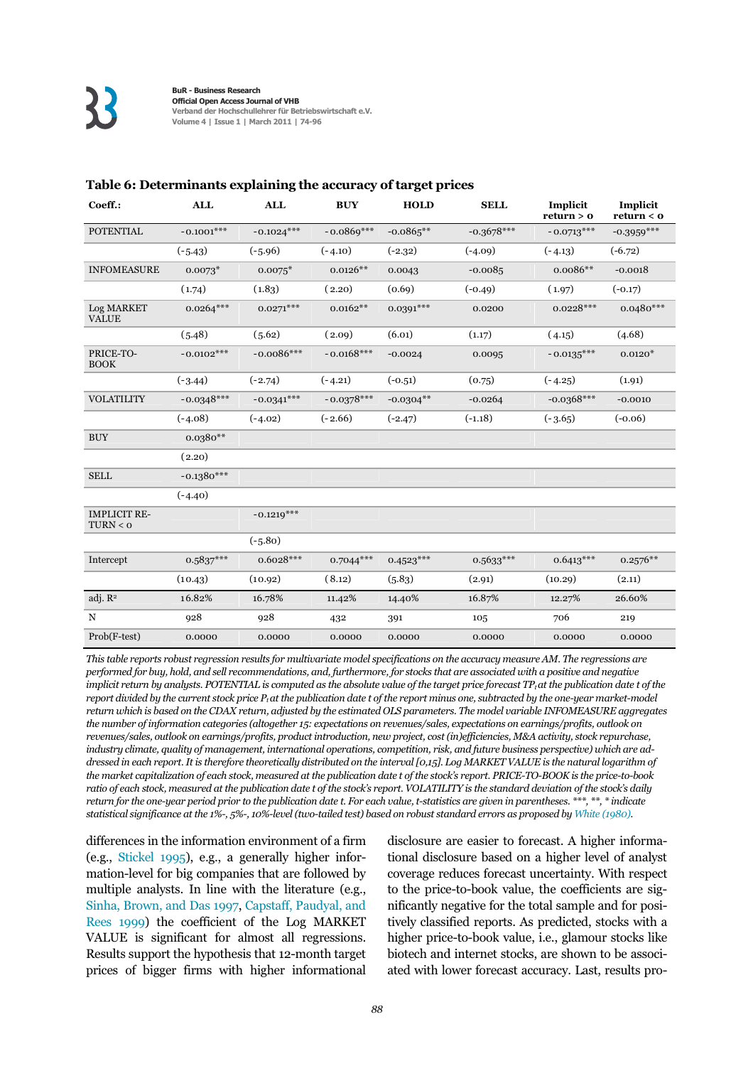**Table 6: Determinants explaining the accuracy of target prices**

| Coeff.: | ALL | ALL | BUY | HOLD | SELL | Implicit return > 0 | Implicit return < 0 |
|---|---|---|---|---|---|---|---|
| POTENTIAL | -0.1001*** | -0.1024*** | -0.0869*** | -0.0865** | -0.3678*** | -0.0713*** | -0.3959*** |
| | (-5.43) | (-5.96) | (-4.10) | (-2.32) | (-4.09) | (-4.13) | (-6.72) |
| INFOMEASURE | 0.0073* | 0.0075* | 0.0126** | 0.0043 | -0.0085 | 0.0086** | -0.0018 |
| | (1.74) | (1.83) | (2.20) | (0.69) | (-0.49) | (1.97) | (-0.17) |
| Log MARKET VALUE | 0.0264*** | 0.0271*** | 0.0162** | 0.0391*** | 0.0200 | 0.0228*** | 0.0480*** |
| | (5.48) | (5.62) | (2.09) | (6.01) | (1.17) | (4.15) | (4.68) |
| PRICE-TO-BOOK | -0.0102*** | -0.0086*** | -0.0168*** | -0.0024 | 0.0095 | -0.0135*** | 0.0120* |
| | (-3.44) | (-2.74) | (-4.21) | (-0.51) | (0.75) | (-4.25) | (1.91) |
| VOLATILITY | -0.0348*** | -0.0341*** | -0.0378*** | -0.0304** | -0.0264 | -0.0368*** | -0.0010 |
| | (-4.08) | (-4.02) | (-2.66) | (-2.47) | (-1.18) | (-3.65) | (-0.06) |
| BUY | 0.0380** | | | | | | |
| | (2.20) | | | | | | |
| SELL | -0.1380*** | | | | | | |
| | (-4.40) | | | | | | |
| IMPLICIT RETURN < 0 | | -0.1219*** | | | | | |
| | | (-5.80) | | | | | |
| Intercept | 0.5837*** | 0.6028*** | 0.7044*** | 0.4523*** | 0.5633*** | 0.6413*** | 0.2576** |
| | (10.43) | (10.92) | (8.12) | (5.83) | (2.91) | (10.29) | (2.11) |
| adj. $R^2$ | 16.82% | 16.78% | 11.42% | 14.40% | 16.87% | 12.27% | 26.60% |
| N | 928 | 928 | 432 | 391 | 105 | 706 | 219 |
| Prob(F-test) | 0.0000 | 0.0000 | 0.0000 | 0.0000 | 0.0000 | 0.0000 | 0.0000 |

*This table reports robust regression results for multivariate model specifications on the accuracy measure AM. The regressions are performed for buy, hold, and sell recommendations, and, furthermore, for stocks that are associated with a positive and negative implicit return by analysts. POTENTIAL is computed as the absolute value of the target price forecast $TP_t$ at the publication date t of the report divided by the current stock price $P_t$ at the publication date t of the report minus one, subtracted by the one-year market-model return which is based on the CDAX return, adjusted by the estimated OLS parameters. The model variable INFOMEASURE aggregates the number of information categories (altogether 15: expectations on revenues/sales, expectations on earnings/profits, outlook on revenues/sales, outlook on earnings/profits, product introduction, new project, cost (in)efficiencies, M&A activity, stock repurchase, industry climate, quality of management, international operations, competition, risk, and future business perspective) which are addressed in each report. It is therefore theoretically distributed on the interval [0,15]. Log MARKET VALUE is the natural logarithm of the market capitalization of each stock, measured at the publication date t of the stock's report. PRICE-TO-BOOK is the price-to-book ratio of each stock, measured at the publication date t of the stock's report. VOLATILITY is the standard deviation of the stock's daily return for the one-year period prior to the publication date t. For each value, t-statistics are given in parentheses. \*\*\*, \*\*, \* indicate statistical significance at the 1%-, 5%-, 10%-level (two-tailed test) based on robust standard errors as proposed by White (1980).*

differences in the information environment of a firm (e.g., Stickel 1995), e.g., a generally higher information-level for big companies that are followed by multiple analysts. In line with the literature (e.g., Sinha, Brown, and Das 1997, Capstaff, Paudyal, and Rees 1999) the coefficient of the Log MARKET VALUE is significant for almost all regressions. Results support the hypothesis that 12-month target prices of bigger firms with higher informational disclosure are easier to forecast. A higher informational disclosure based on a higher level of analyst coverage reduces forecast uncertainty. With respect to the price-to-book value, the coefficients are significantly negative for the total sample and for positively classified reports. As predicted, stocks with a higher price-to-book value, i.e., glamour stocks like biotech and internet stocks, are shown to be associated with lower forecast accuracy. Last, results pro-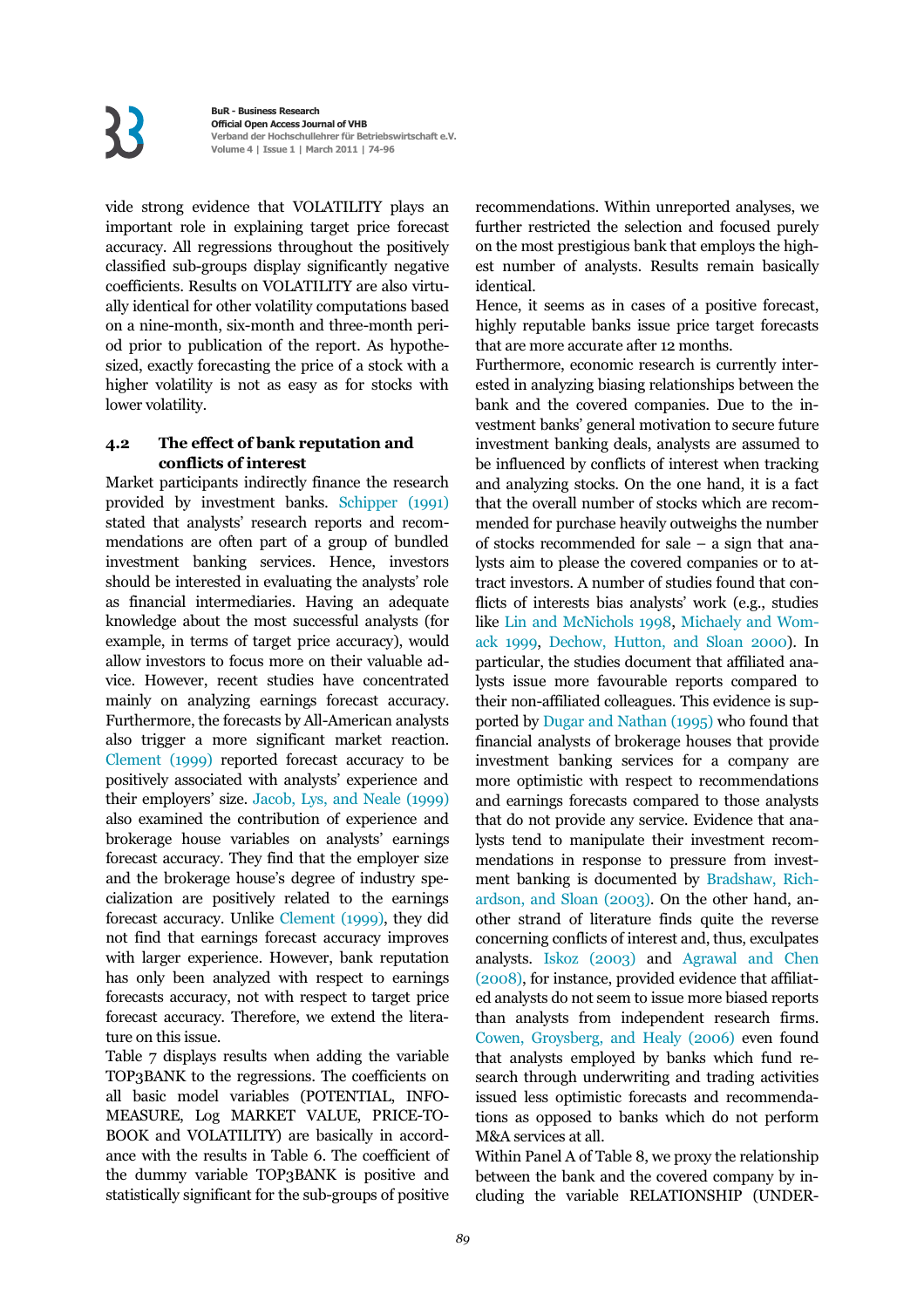vide strong evidence that VOLATILITY plays an important role in explaining target price forecast accuracy. All regressions throughout the positively classified sub-groups display significantly negative coefficients. Results on VOLATILITY are also virtually identical for other volatility computations based on a nine-month, six-month and three-month period prior to publication of the report. As hypothesized, exactly forecasting the price of a stock with a higher volatility is not as easy as for stocks with lower volatility.

### 4.2 The effect of bank reputation and conflicts of interest

Market participants indirectly finance the research provided by investment banks. Schipper (1991) stated that analysts' research reports and recommendations are often part of a group of bundled investment banking services. Hence, investors should be interested in evaluating the analysts' role as financial intermediaries. Having an adequate knowledge about the most successful analysts (for example, in terms of target price accuracy), would allow investors to focus more on their valuable advice. However, recent studies have concentrated mainly on analyzing earnings forecast accuracy. Furthermore, the forecasts by All-American analysts also trigger a more significant market reaction. Clement (1999) reported forecast accuracy to be positively associated with analysts' experience and their employers' size. Jacob, Lys, and Neale (1999) also examined the contribution of experience and brokerage house variables on analysts' earnings forecast accuracy. They find that the employer size and the brokerage house's degree of industry specialization are positively related to the earnings forecast accuracy. Unlike Clement (1999), they did not find that earnings forecast accuracy improves with larger experience. However, bank reputation has only been analyzed with respect to earnings forecasts accuracy, not with respect to target price forecast accuracy. Therefore, we extend the literature on this issue.

Table 7 displays results when adding the variable TOP3BANK to the regressions. The coefficients on all basic model variables (POTENTIAL, INFOMEASURE, Log MARKET VALUE, PRICE-TO-BOOK and VOLATILITY) are basically in accordance with the results in Table 6. The coefficient of the dummy variable TOP3BANK is positive and statistically significant for the sub-groups of positive recommendations. Within unreported analyses, we further restricted the selection and focused purely on the most prestigious bank that employs the highest number of analysts. Results remain basically identical.

Hence, it seems as in cases of a positive forecast, highly reputable banks issue price target forecasts that are more accurate after 12 months.

Furthermore, economic research is currently interested in analyzing biasing relationships between the bank and the covered companies. Due to the investment banks' general motivation to secure future investment banking deals, analysts are assumed to be influenced by conflicts of interest when tracking and analyzing stocks. On the one hand, it is a fact that the overall number of stocks which are recommended for purchase heavily outweighs the number of stocks recommended for sale – a sign that analysts aim to please the covered companies or to attract investors. A number of studies found that conflicts of interests bias analysts' work (e.g., studies like Lin and McNichols 1998, Michaely and Womack 1999, Dechow, Hutton, and Sloan 2000). In particular, the studies document that affiliated analysts issue more favourable reports compared to their non-affiliated colleagues. This evidence is supported by Dugar and Nathan (1995) who found that financial analysts of brokerage houses that provide investment banking services for a company are more optimistic with respect to recommendations and earnings forecasts compared to those analysts that do not provide any service. Evidence that analysts tend to manipulate their investment recommendations in response to pressure from investment banking is documented by Bradshaw, Richardson, and Sloan (2003). On the other hand, another strand of literature finds quite the reverse concerning conflicts of interest and, thus, exculpates analysts. Iskoz (2003) and Agrawal and Chen (2008), for instance, provided evidence that affiliated analysts do not seem to issue more biased reports than analysts from independent research firms. Cowen, Groysberg, and Healy (2006) even found that analysts employed by banks which fund research through underwriting and trading activities issued less optimistic forecasts and recommendations as opposed to banks which do not perform M&A services at all.

Within Panel A of Table 8, we proxy the relationship between the bank and the covered company by including the variable RELATIONSHIP (UNDER-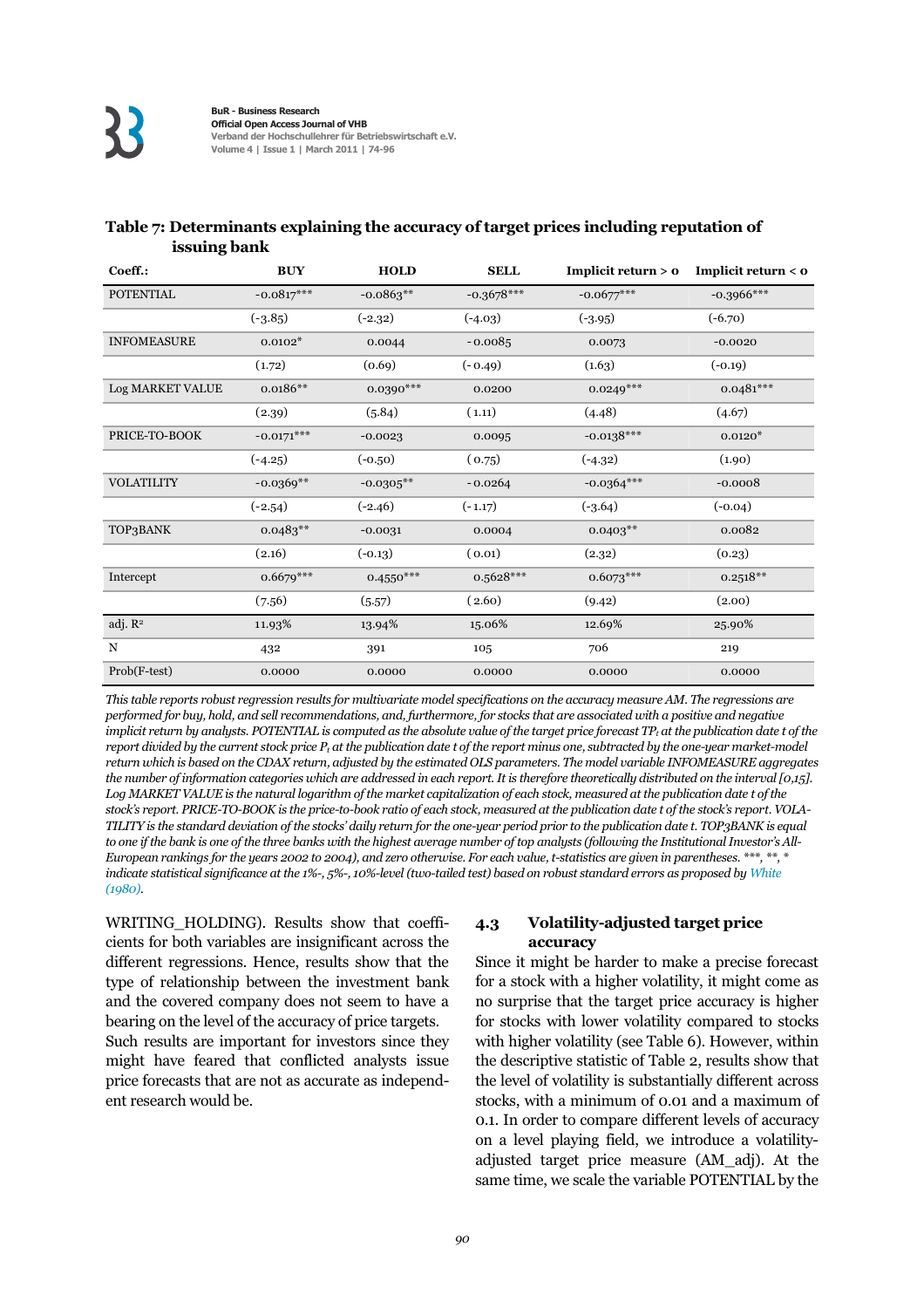**Table 7: Determinants explaining the accuracy of target prices including reputation of issuing bank**

| Coeff.: | BUY | HOLD | SELL | Implicit return > 0 | Implicit return < 0 |
|---|---|---|---|---|---|
| POTENTIAL | -0.0817*** | -0.0863** | -0.3678*** | -0.0677*** | -0.3966*** |
| | (-3.85) | (-2.32) | (-4.03) | (-3.95) | (-6.70) |
| INFOMEASURE | 0.0102* | 0.0044 | -0.0085 | 0.0073 | -0.0020 |
| | (1.72) | (0.69) | (-0.49) | (1.63) | (-0.19) |
| Log MARKET VALUE | 0.0186** | 0.0390*** | 0.0200 | 0.0249*** | 0.0481*** |
| | (2.39) | (5.84) | (1.11) | (4.48) | (4.67) |
| PRICE-TO-BOOK | -0.0171*** | -0.0023 | 0.0095 | -0.0138*** | 0.0120* |
| | (-4.25) | (-0.50) | (0.75) | (-4.32) | (1.90) |
| VOLATILITY | -0.0369** | -0.0305** | -0.0264 | -0.0364*** | -0.0008 |
| | (-2.54) | (-2.46) | (-1.17) | (-3.64) | (-0.04) |
| TOP3BANK | 0.0483** | -0.0031 | 0.0004 | 0.0403** | 0.0082 |
| | (2.16) | (-0.13) | (0.01) | (2.32) | (0.23) |
| Intercept | 0.6679*** | 0.4550*** | 0.5628*** | 0.6073*** | 0.2518** |
| | (7.56) | (5.57) | (2.60) | (9.42) | (2.00) |
| adj. $R^2$ | 11.93% | 13.94% | 15.06% | 12.69% | 25.90% |
| N | 432 | 391 | 105 | 706 | 219 |
| Prob(F-test) | 0.0000 | 0.0000 | 0.0000 | 0.0000 | 0.0000 |

*This table reports robust regression results for multivariate model specifications on the accuracy measure AM. The regressions are performed for buy, hold, and sell recommendations, and, furthermore, for stocks that are associated with a positive and negative implicit return by analysts. POTENTIAL is computed as the absolute value of the target price forecast $TP_t$ at the publication date t of the report divided by the current stock price $P_t$ at the publication date t of the report minus one, subtracted by the one-year market-model return which is based on the CDAX return, adjusted by the estimated OLS parameters. The model variable INFOMEASURE aggregates the number of information categories which are addressed in each report. It is therefore theoretically distributed on the interval [0,15]. Log MARKET VALUE is the natural logarithm of the market capitalization of each stock, measured at the publication date t of the stock's report. PRICE-TO-BOOK is the price-to-book ratio of each stock, measured at the publication date t of the stock's report. VOLATILITY is the standard deviation of the stocks' daily return for the one-year period prior to the publication date t. TOP3BANK is equal to one if the bank is one of the three banks with the highest average number of top analysts (following the Institutional Investor's All-European rankings for the years 2002 to 2004), and zero otherwise. For each value, t-statistics are given in parentheses. \*\*\*, \*\*, \* indicate statistical significance at the 1%-, 5%-, 10%-level (two-tailed test) based on robust standard errors as proposed by White (1980).*

WRITING_HOLDING). Results show that coefficients for both variables are insignificant across the different regressions. Hence, results show that the type of relationship between the investment bank and the covered company does not seem to have a bearing on the level of the accuracy of price targets. Such results are important for investors since they might have feared that conflicted analysts issue price forecasts that are not as accurate as independent research would be.

### 4.3 Volatility-adjusted target price accuracy

Since it might be harder to make a precise forecast for a stock with a higher volatility, it might come as no surprise that the target price accuracy is higher for stocks with lower volatility compared to stocks with higher volatility (see Table 6). However, within the descriptive statistic of Table 2, results show that the level of volatility is substantially different across stocks, with a minimum of 0.01 and a maximum of 0.1. In order to compare different levels of accuracy on a level playing field, we introduce a volatility-adjusted target price measure (AM_adj). At the same time, we scale the variable POTENTIAL by the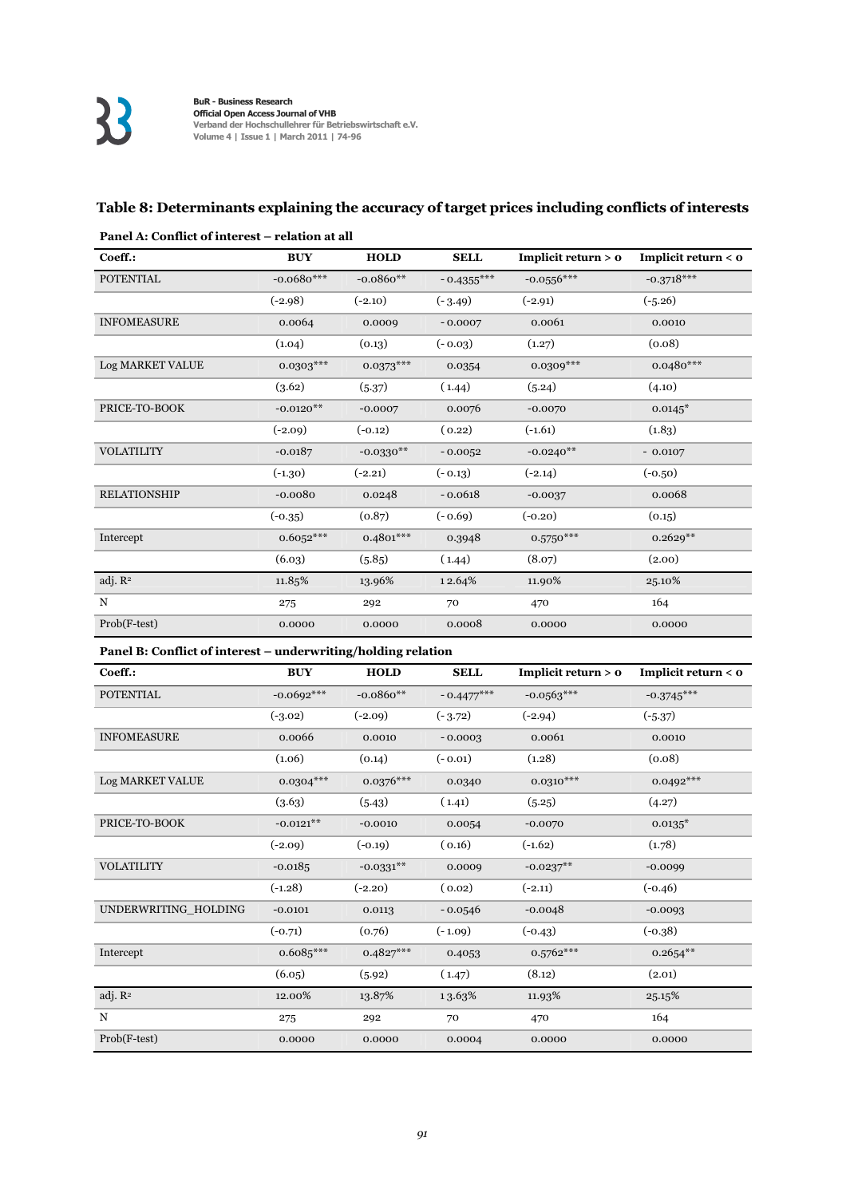### Table 8: Determinants explaining the accuracy of target prices including conflicts of interests

**Panel A: Conflict of interest – relation at all**

| Coeff.: | BUY | HOLD | SELL | Implicit return > 0 | Implicit return < 0 |
|---|---|---|---|---|---|
| POTENTIAL | -0.0680*** | -0.0860** | - 0.4355*** | -0.0556*** | -0.3718*** |
| | (-2.98) | (-2.10) | (- 3.49) | (-2.91) | (-5.26) |
| INFOMEASURE | 0.0064 | 0.0009 | - 0.0007 | 0.0061 | 0.0010 |
| | (1.04) | (0.13) | (- 0.03) | (1.27) | (0.08) |
| Log MARKET VALUE | 0.0303*** | 0.0373*** | 0.0354 | 0.0309*** | 0.0480*** |
| | (3.62) | (5.37) | (1.44) | (5.24) | (4.10) |
| PRICE-TO-BOOK | -0.0120** | -0.0007 | 0.0076 | -0.0070 | 0.0145* |
| | (-2.09) | (-0.12) | (0.22) | (-1.61) | (1.83) |
| VOLATILITY | -0.0187 | -0.0330** | - 0.0052 | -0.0240** | - 0.0107 |
| | (-1.30) | (-2.21) | (- 0.13) | (-2.14) | (-0.50) |
| RELATIONSHIP | -0.0080 | 0.0248 | - 0.0618 | -0.0037 | 0.0068 |
| | (-0.35) | (0.87) | (- 0.69) | (-0.20) | (0.15) |
| Intercept | 0.6052*** | 0.4801*** | 0.3948 | 0.5750*** | 0.2629** |
| | (6.03) | (5.85) | (1.44) | (8.07) | (2.00) |
| adj. $R^2$ | 11.85% | 13.96% | 12.64% | 11.90% | 25.10% |
| N | 275 | 292 | 70 | 470 | 164 |
| Prob(F-test) | 0.0000 | 0.0000 | 0.0008 | 0.0000 | 0.0000 |

**Panel B: Conflict of interest – underwriting/holding relation**

| Coeff.: | BUY | HOLD | SELL | Implicit return > 0 | Implicit return < 0 |
|---|---|---|---|---|---|
| POTENTIAL | -0.0692*** | -0.0860** | - 0.4477*** | -0.0563*** | -0.3745*** |
| | (-3.02) | (-2.09) | (- 3.72) | (-2.94) | (-5.37) |
| INFOMEASURE | 0.0066 | 0.0010 | - 0.0003 | 0.0061 | 0.0010 |
| | (1.06) | (0.14) | (- 0.01) | (1.28) | (0.08) |
| Log MARKET VALUE | 0.0304*** | 0.0376*** | 0.0340 | 0.0310*** | 0.0492*** |
| | (3.63) | (5.43) | (1.41) | (5.25) | (4.27) |
| PRICE-TO-BOOK | -0.0121** | -0.0010 | 0.0054 | -0.0070 | 0.0135* |
| | (-2.09) | (-0.19) | (0.16) | (-1.62) | (1.78) |
| VOLATILITY | -0.0185 | -0.0331** | 0.0009 | -0.0237** | -0.0099 |
| | (-1.28) | (-2.20) | (0.02) | (-2.11) | (-0.46) |
| UNDERWRITING_HOLDING | -0.0101 | 0.0113 | - 0.0546 | -0.0048 | -0.0093 |
| | (-0.71) | (0.76) | (- 1.09) | (-0.43) | (-0.38) |
| Intercept | 0.6085*** | 0.4827*** | 0.4053 | 0.5762*** | 0.2654** |
| | (6.05) | (5.92) | (1.47) | (8.12) | (2.01) |
| adj. $R^2$ | 12.00% | 13.87% | 13.63% | 11.93% | 25.15% |
| N | 275 | 292 | 70 | 470 | 164 |
| Prob(F-test) | 0.0000 | 0.0000 | 0.0004 | 0.0000 | 0.0000 |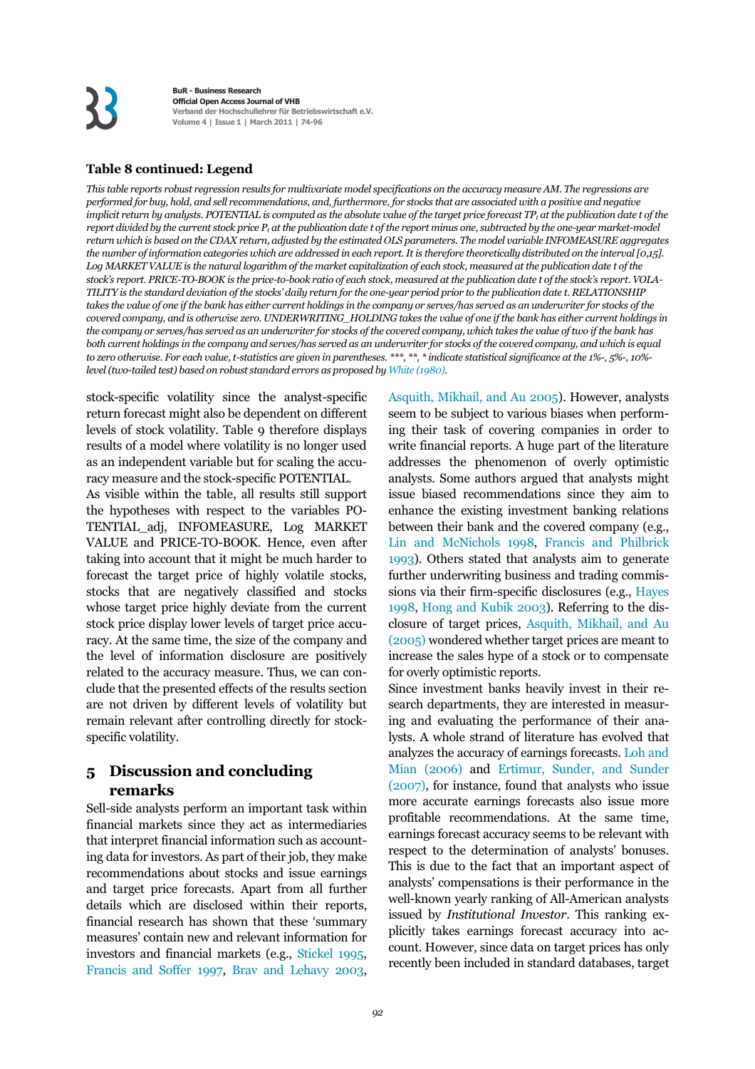### Table 8 continued: Legend

*This table reports robust regression results for multivariate model specifications on the accuracy measure AM. The regressions are performed for buy, hold, and sell recommendations, and, furthermore, for stocks that are associated with a positive and negative implicit return by analysts. POTENTIAL is computed as the absolute value of the target price forecast $TP_t$ at the publication date t of the report divided by the current stock price $P_t$ at the publication date t of the report minus one, subtracted by the one-year market-model return which is based on the CDAX return, adjusted by the estimated OLS parameters. The model variable INFOMEASURE aggregates the number of information categories which are addressed in each report. It is therefore theoretically distributed on the interval [0,15]. Log MARKET VALUE is the natural logarithm of the market capitalization of each stock, measured at the publication date t of the stock's report. PRICE-TO-BOOK is the price-to-book ratio of each stock, measured at the publication date t of the stock's report. VOLATILITY is the standard deviation of the stocks' daily return for the one-year period prior to the publication date t. RELATIONSHIP takes the value of one if the bank has either current holdings in the company or serves/has served as an underwriter for stocks of the covered company, and is otherwise zero. UNDERWRITING_HOLDING takes the value of one if the bank has either current holdings in the company or serves/has served as an underwriter for stocks of the covered company, which takes the value of two if the bank has both current holdings in the company and serves/has served as an underwriter for stocks of the covered company, and which is equal to zero otherwise. For each value, t-statistics are given in parentheses. \*\*\*, \*\*, \* indicate statistical significance at the 1%-, 5%-, 10%-level (two-tailed test) based on robust standard errors as proposed by White (1980).*

stock-specific volatility since the analyst-specific return forecast might also be dependent on different levels of stock volatility. Table 9 therefore displays results of a model where volatility is no longer used as an independent variable but for scaling the accuracy measure and the stock-specific POTENTIAL.

As visible within the table, all results still support the hypotheses with respect to the variables POTENTIAL_adj, INFOMEASURE, Log MARKET VALUE and PRICE-TO-BOOK. Hence, even after taking into account that it might be much harder to forecast the target price of highly volatile stocks, stocks that are negatively classified and stocks whose target price highly deviate from the current stock price display lower levels of target price accuracy. At the same time, the size of the company and the level of information disclosure are positively related to the accuracy measure. Thus, we can conclude that the presented effects of the results section are not driven by different levels of volatility but remain relevant after controlling directly for stock-specific volatility.

## 5 Discussion and concluding remarks

Sell-side analysts perform an important task within financial markets since they act as intermediaries that interpret financial information such as accounting data for investors. As part of their job, they make recommendations about stocks and issue earnings and target price forecasts. Apart from all further details which are disclosed within their reports, financial research has shown that these 'summary measures' contain new and relevant information for investors and financial markets (e.g., Stickel 1995, Francis and Soffer 1997, Brav and Lehavy 2003, Asquith, Mikhail, and Au 2005). However, analysts seem to be subject to various biases when performing their task of covering companies in order to write financial reports. A huge part of the literature addresses the phenomenon of overly optimistic analysts. Some authors argued that analysts might issue biased recommendations since they aim to enhance the existing investment banking relations between their bank and the covered company (e.g., Lin and McNichols 1998, Francis and Philbrick 1993). Others stated that analysts aim to generate further underwriting business and trading commissions via their firm-specific disclosures (e.g., Hayes 1998, Hong and Kubik 2003). Referring to the disclosure of target prices, Asquith, Mikhail, and Au (2005) wondered whether target prices are meant to increase the sales hype of a stock or to compensate for overly optimistic reports.

Since investment banks heavily invest in their research departments, they are interested in measuring and evaluating the performance of their analysts. A whole strand of literature has evolved that analyzes the accuracy of earnings forecasts. Loh and Mian (2006) and Ertimur, Sunder, and Sunder (2007), for instance, found that analysts who issue more accurate earnings forecasts also issue more profitable recommendations. At the same time, earnings forecast accuracy seems to be relevant with respect to the determination of analysts' bonuses. This is due to the fact that an important aspect of analysts' compensations is their performance in the well-known yearly ranking of All-American analysts issued by *Institutional Investor*. This ranking explicitly takes earnings forecast accuracy into account. However, since data on target prices has only recently been included in standard databases, target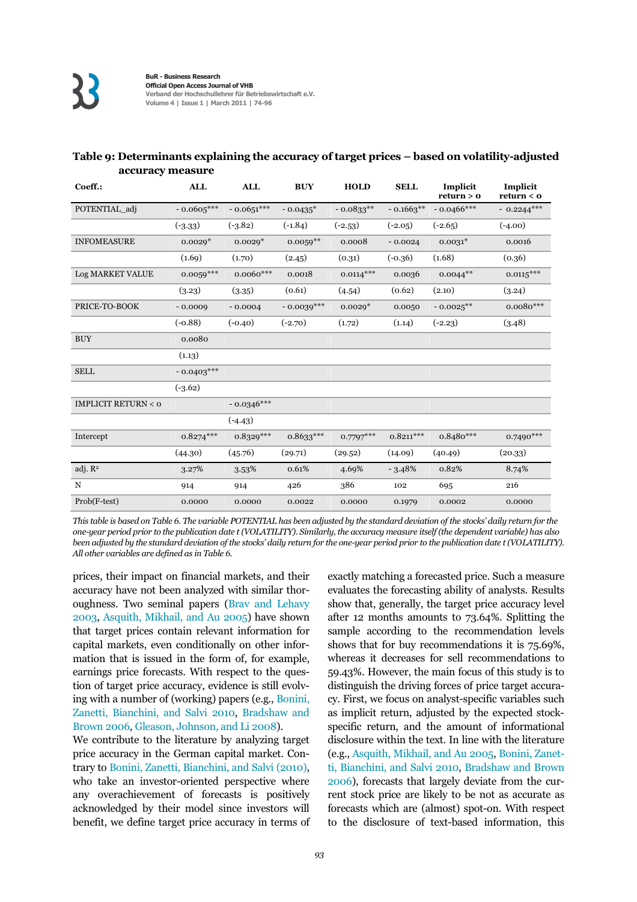**Table 9: Determinants explaining the accuracy of target prices – based on volatility-adjusted accuracy measure**

| Coeff.: | ALL | ALL | BUY | HOLD | SELL | Implicit return > 0 | Implicit return < 0 |
|---|---|---|---|---|---|---|---|
| POTENTIAL_adj | - 0.0605*** | - 0.0651*** | - 0.0435* | - 0.0833** | - 0.1663** | - 0.0466*** | - 0.2244*** |
| | (-3.33) | (-3.82) | (-1.84) | (-2.53) | (-2.05) | (-2.65) | (-4.00) |
| INFOMEASURE | 0.0029* | 0.0029* | 0.0059** | 0.0008 | - 0.0024 | 0.0031* | 0.0016 |
| | (1.69) | (1.70) | (2.45) | (0.31) | (-0.36) | (1.68) | (0.36) |
| Log MARKET VALUE | 0.0059*** | 0.0060*** | 0.0018 | 0.0114*** | 0.0036 | 0.0044** | 0.0115*** |
| | (3.23) | (3.35) | (0.61) | (4.54) | (0.62) | (2.10) | (3.24) |
| PRICE-TO-BOOK | - 0.0009 | - 0.0004 | - 0.0039*** | 0.0029* | 0.0050 | - 0.0025** | 0.0080*** |
| | (-0.88) | (-0.40) | (-2.70) | (1.72) | (1.14) | (-2.23) | (3.48) |
| BUY | 0.0080 | | | | | | |
| | (1.13) | | | | | | |
| SELL | - 0.0403*** | | | | | | |
| | (-3.62) | | | | | | |
| IMPLICIT RETURN < 0 | | - 0.0346*** | | | | | |
| | | (-4.43) | | | | | |
| Intercept | 0.8274*** | 0.8329*** | 0.8633*** | 0.7797*** | 0.8211*** | 0.8480*** | 0.7490*** |
| | (44.30) | (45.76) | (29.71) | (29.52) | (14.09) | (40.49) | (20.33) |
| adj. R² | 3.27% | 3.53% | 0.61% | 4.69% | - 3.48% | 0.82% | 8.74% |
| N | 914 | 914 | 426 | 386 | 102 | 695 | 216 |
| Prob(F-test) | 0.0000 | 0.0000 | 0.0022 | 0.0000 | 0.1979 | 0.0002 | 0.0000 |

*This table is based on Table 6. The variable POTENTIAL has been adjusted by the standard deviation of the stocks' daily return for the one-year period prior to the publication date t (VOLATILITY). Similarly, the accuracy measure itself (the dependent variable) has also been adjusted by the standard deviation of the stocks' daily return for the one-year period prior to the publication date t (VOLATILITY). All other variables are defined as in Table 6.*

prices, their impact on financial markets, and their accuracy have not been analyzed with similar thoroughness. Two seminal papers (Brav and Lehavy 2003, Asquith, Mikhail, and Au 2005) have shown that target prices contain relevant information for capital markets, even conditionally on other information that is issued in the form of, for example, earnings price forecasts. With respect to the question of target price accuracy, evidence is still evolving with a number of (working) papers (e.g., Bonini, Zanetti, Bianchini, and Salvi 2010, Bradshaw and Brown 2006, Gleason, Johnson, and Li 2008). We contribute to the literature by analyzing target price accuracy in the German capital market. Contrary to Bonini, Zanetti, Bianchini, and Salvi (2010), who take an investor-oriented perspective where any overachievement of forecasts is positively acknowledged by their model since investors will benefit, we define target price accuracy in terms of exactly matching a forecasted price. Such a measure evaluates the forecasting ability of analysts. Results show that, generally, the target price accuracy level after 12 months amounts to 73.64%. Splitting the sample according to the recommendation levels shows that for buy recommendations it is 75.69%, whereas it decreases for sell recommendations to 59.43%. However, the main focus of this study is to distinguish the driving forces of price target accuracy. First, we focus on analyst-specific variables such as implicit return, adjusted by the expected stock-specific return, and the amount of informational disclosure within the text. In line with the literature (e.g., Asquith, Mikhail, and Au 2005, Bonini, Zanetti, Bianchini, and Salvi 2010, Bradshaw and Brown 2006), forecasts that largely deviate from the current stock price are likely to be not as accurate as forecasts which are (almost) spot-on. With respect to the disclosure of text-based information, this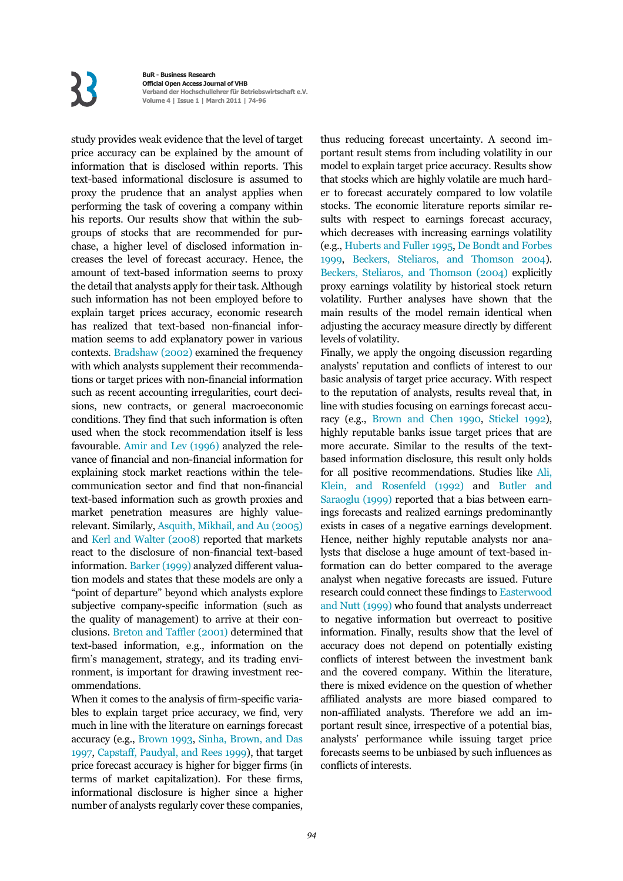study provides weak evidence that the level of target price accuracy can be explained by the amount of information that is disclosed within reports. This text-based informational disclosure is assumed to proxy the prudence that an analyst applies when performing the task of covering a company within his reports. Our results show that within the subgroups of stocks that are recommended for purchase, a higher level of disclosed information increases the level of forecast accuracy. Hence, the amount of text-based information seems to proxy the detail that analysts apply for their task. Although such information has not been employed before to explain target prices accuracy, economic research has realized that text-based non-financial information seems to add explanatory power in various contexts. Bradshaw (2002) examined the frequency with which analysts supplement their recommendations or target prices with non-financial information such as recent accounting irregularities, court decisions, new contracts, or general macroeconomic conditions. They find that such information is often used when the stock recommendation itself is less favourable. Amir and Lev (1996) analyzed the relevance of financial and non-financial information for explaining stock market reactions within the telecommunication sector and find that non-financial text-based information such as growth proxies and market penetration measures are highly value-relevant. Similarly, Asquith, Mikhail, and Au (2005) and Kerl and Walter (2008) reported that markets react to the disclosure of non-financial text-based information. Barker (1999) analyzed different valuation models and states that these models are only a "point of departure" beyond which analysts explore subjective company-specific information (such as the quality of management) to arrive at their conclusions. Breton and Taffler (2001) determined that text-based information, e.g., information on the firm's management, strategy, and its trading environment, is important for drawing investment recommendations.

When it comes to the analysis of firm-specific variables to explain target price accuracy, we find, very much in line with the literature on earnings forecast accuracy (e.g., Brown 1993, Sinha, Brown, and Das 1997, Capstaff, Paudyal, and Rees 1999), that target price forecast accuracy is higher for bigger firms (in terms of market capitalization). For these firms, informational disclosure is higher since a higher number of analysts regularly cover these companies, thus reducing forecast uncertainty. A second important result stems from including volatility in our model to explain target price accuracy. Results show that stocks which are highly volatile are much harder to forecast accurately compared to low volatile stocks. The economic literature reports similar results with respect to earnings forecast accuracy, which decreases with increasing earnings volatility (e.g., Huberts and Fuller 1995, De Bondt and Forbes 1999, Beckers, Steliaros, and Thomson 2004). Beckers, Steliaros, and Thomson (2004) explicitly proxy earnings volatility by historical stock return volatility. Further analyses have shown that the main results of the model remain identical when adjusting the accuracy measure directly by different levels of volatility.

Finally, we apply the ongoing discussion regarding analysts' reputation and conflicts of interest to our basic analysis of target price accuracy. With respect to the reputation of analysts, results reveal that, in line with studies focusing on earnings forecast accuracy (e.g., Brown and Chen 1990, Stickel 1992), highly reputable banks issue target prices that are more accurate. Similar to the results of the text-based information disclosure, this result only holds for all positive recommendations. Studies like Ali, Klein, and Rosenfeld (1992) and Butler and Saraoglu (1999) reported that a bias between earnings forecasts and realized earnings predominantly exists in cases of a negative earnings development. Hence, neither highly reputable analysts nor analysts that disclose a huge amount of text-based information can do better compared to the average analyst when negative forecasts are issued. Future research could connect these findings to Easterwood and Nutt (1999) who found that analysts underreact to negative information but overreact to positive information. Finally, results show that the level of accuracy does not depend on potentially existing conflicts of interest between the investment bank and the covered company. Within the literature, there is mixed evidence on the question of whether affiliated analysts are more biased compared to non-affiliated analysts. Therefore we add an important result since, irrespective of a potential bias, analysts' performance while issuing target price forecasts seems to be unbiased by such influences as conflicts of interests.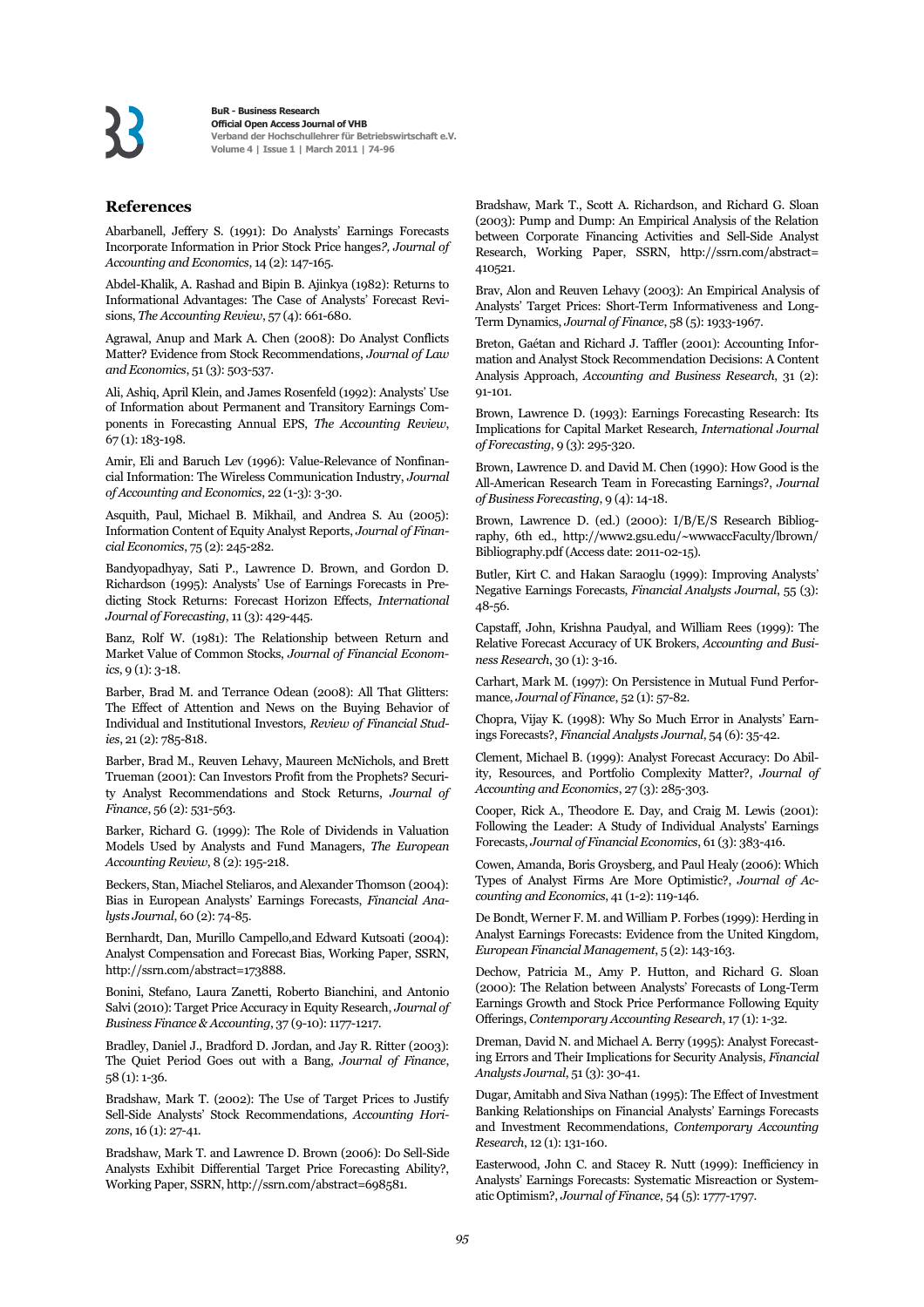## References

Abarbanell, Jeffery S. (1991): Do Analysts' Earnings Forecasts Incorporate Information in Prior Stock Price hanges?, *Journal of Accounting and Economics*, 14 (2): 147-165.

Abdel-Khalik, A. Rashad and Bipin B. Ajinkya (1982): Returns to Informational Advantages: The Case of Analysts' Forecast Revisions, *The Accounting Review*, 57 (4): 661-680.

Agrawal, Anup and Mark A. Chen (2008): Do Analyst Conflicts Matter? Evidence from Stock Recommendations, *Journal of Law and Economics*, 51 (3): 503-537.

Ali, Ashiq, April Klein, and James Rosenfeld (1992): Analysts' Use of Information about Permanent and Transitory Earnings Components in Forecasting Annual EPS, *The Accounting Review*, 67 (1): 183-198.

Amir, Eli and Baruch Lev (1996): Value-Relevance of Nonfinancial Information: The Wireless Communication Industry, *Journal of Accounting and Economics*, 22 (1-3): 3-30.

Asquith, Paul, Michael B. Mikhail, and Andrea S. Au (2005): Information Content of Equity Analyst Reports, *Journal of Financial Economics*, 75 (2): 245-282.

Bandyopadhyay, Sati P., Lawrence D. Brown, and Gordon D. Richardson (1995): Analysts' Use of Earnings Forecasts in Predicting Stock Returns: Forecast Horizon Effects, *International Journal of Forecasting*, 11 (3): 429-445.

Banz, Rolf W. (1981): The Relationship between Return and Market Value of Common Stocks, *Journal of Financial Economics*, 9 (1): 3-18.

Barber, Brad M. and Terrance Odean (2008): All That Glitters: The Effect of Attention and News on the Buying Behavior of Individual and Institutional Investors, *Review of Financial Studies*, 21 (2): 785-818.

Barber, Brad M., Reuven Lehavy, Maureen McNichols, and Brett Trueman (2001): Can Investors Profit from the Prophets? Security Analyst Recommendations and Stock Returns, *Journal of Finance*, 56 (2): 531-563.

Barker, Richard G. (1999): The Role of Dividends in Valuation Models Used by Analysts and Fund Managers, *The European Accounting Review*, 8 (2): 195-218.

Beckers, Stan, Miachel Steliaros, and Alexander Thomson (2004): Bias in European Analysts' Earnings Forecasts, *Financial Analysts Journal*, 60 (2): 74-85.

Bernhardt, Dan, Murillo Campello,and Edward Kutsoati (2004): Analyst Compensation and Forecast Bias, Working Paper, SSRN, http://ssrn.com/abstract=173888.

Bonini, Stefano, Laura Zanetti, Roberto Bianchini, and Antonio Salvi (2010): Target Price Accuracy in Equity Research, *Journal of Business Finance & Accounting*, 37 (9-10): 1177-1217.

Bradley, Daniel J., Bradford D. Jordan, and Jay R. Ritter (2003): The Quiet Period Goes out with a Bang, *Journal of Finance*, 58 (1): 1-36.

Bradshaw, Mark T. (2002): The Use of Target Prices to Justify Sell-Side Analysts' Stock Recommendations, *Accounting Horizons*, 16 (1): 27-41.

Bradshaw, Mark T. and Lawrence D. Brown (2006): Do Sell-Side Analysts Exhibit Differential Target Price Forecasting Ability?, Working Paper, SSRN, http://ssrn.com/abstract=698581.

Bradshaw, Mark T., Scott A. Richardson, and Richard G. Sloan (2003): Pump and Dump: An Empirical Analysis of the Relation between Corporate Financing Activities and Sell-Side Analyst Research, Working Paper, SSRN, http://ssrn.com/abstract=410521.

Brav, Alon and Reuven Lehavy (2003): An Empirical Analysis of Analysts' Target Prices: Short-Term Informativeness and Long-Term Dynamics, *Journal of Finance*, 58 (5): 1933-1967.

Breton, Gaétan and Richard J. Taffler (2001): Accounting Information and Analyst Stock Recommendation Decisions: A Content Analysis Approach, *Accounting and Business Research*, 31 (2): 91-101.

Brown, Lawrence D. (1993): Earnings Forecasting Research: Its Implications for Capital Market Research, *International Journal of Forecasting*, 9 (3): 295-320.

Brown, Lawrence D. and David M. Chen (1990): How Good is the All-American Research Team in Forecasting Earnings?, *Journal of Business Forecasting*, 9 (4): 14-18.

Brown, Lawrence D. (ed.) (2000): I/B/E/S Research Bibliography, 6th ed., http://www2.gsu.edu/~wwwaccFaculty/lbrown/Bibliography.pdf (Access date: 2011-02-15).

Butler, Kirt C. and Hakan Saraoglu (1999): Improving Analysts' Negative Earnings Forecasts, *Financial Analysts Journal*, 55 (3): 48-56.

Capstaff, John, Krishna Paudyal, and William Rees (1999): The Relative Forecast Accuracy of UK Brokers, *Accounting and Business Research*, 30 (1): 3-16.

Carhart, Mark M. (1997): On Persistence in Mutual Fund Performance, *Journal of Finance*, 52 (1): 57-82.

Chopra, Vijay K. (1998): Why So Much Error in Analysts' Earnings Forecasts?, *Financial Analysts Journal*, 54 (6): 35-42.

Clement, Michael B. (1999): Analyst Forecast Accuracy: Do Ability, Resources, and Portfolio Complexity Matter?, *Journal of Accounting and Economics*, 27 (3): 285-303.

Cooper, Rick A., Theodore E. Day, and Craig M. Lewis (2001): Following the Leader: A Study of Individual Analysts' Earnings Forecasts, *Journal of Financial Economics*, 61 (3): 383-416.

Cowen, Amanda, Boris Groysberg, and Paul Healy (2006): Which Types of Analyst Firms Are More Optimistic?, *Journal of Accounting and Economics*, 41 (1-2): 119-146.

De Bondt, Werner F. M. and William P. Forbes (1999): Herding in Analyst Earnings Forecasts: Evidence from the United Kingdom, *European Financial Management*, 5 (2): 143-163.

Dechow, Patricia M., Amy P. Hutton, and Richard G. Sloan (2000): The Relation between Analysts' Forecasts of Long-Term Earnings Growth and Stock Price Performance Following Equity Offerings, *Contemporary Accounting Research*, 17 (1): 1-32.

Dreman, David N. and Michael A. Berry (1995): Analyst Forecasting Errors and Their Implications for Security Analysis, *Financial Analysts Journal*, 51 (3): 30-41.

Dugar, Amitabh and Siva Nathan (1995): The Effect of Investment Banking Relationships on Financial Analysts' Earnings Forecasts and Investment Recommendations, *Contemporary Accounting Research*, 12 (1): 131-160.

Easterwood, John C. and Stacey R. Nutt (1999): Inefficiency in Analysts' Earnings Forecasts: Systematic Misreaction or Systematic Optimism?, *Journal of Finance*, 54 (5): 1777-1797.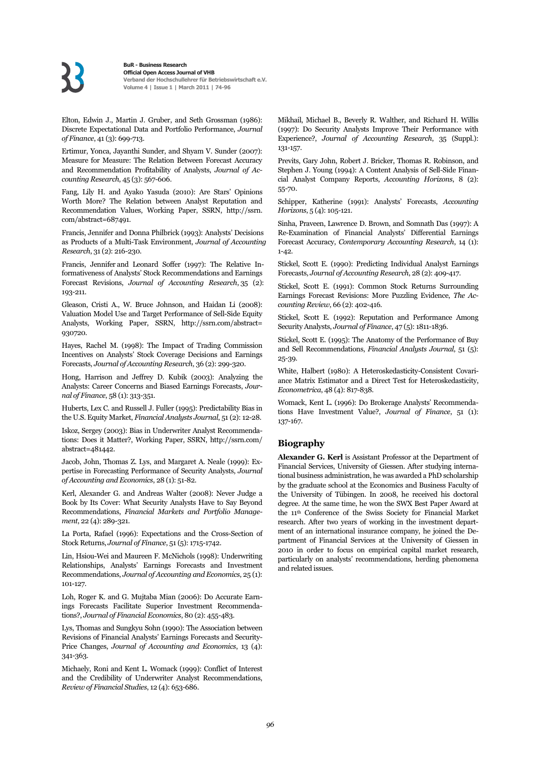Elton, Edwin J., Martin J. Gruber, and Seth Grossman (1986): Discrete Expectational Data and Portfolio Performance, *Journal of Finance*, 41 (3): 699-713.

Ertimur, Yonca, Jayanthi Sunder, and Shyam V. Sunder (2007): Measure for Measure: The Relation Between Forecast Accuracy and Recommendation Profitability of Analysts, *Journal of Accounting Research*, 45 (3): 567-606.

Fang, Lily H. and Ayako Yasuda (2010): Are Stars' Opinions Worth More? The Relation between Analyst Reputation and Recommendation Values, Working Paper, SSRN, http://ssrn.com/abstract=687491.

Francis, Jennifer and Donna Philbrick (1993): Analysts' Decisions as Products of a Multi-Task Environment, *Journal of Accounting Research*, 31 (2): 216-230.

Francis, Jennifer and Leonard Soffer (1997): The Relative Informativeness of Analysts' Stock Recommendations and Earnings Forecast Revisions, *Journal of Accounting Research*, 35 (2): 193-211.

Gleason, Cristi A., W. Bruce Johnson, and Haidan Li (2008): Valuation Model Use and Target Performance of Sell-Side Equity Analysts, Working Paper, SSRN, http://ssrn.com/abstract=930720.

Hayes, Rachel M. (1998): The Impact of Trading Commission Incentives on Analysts' Stock Coverage Decisions and Earnings Forecasts, *Journal of Accounting Research*, 36 (2): 299-320.

Hong, Harrison and Jeffrey D. Kubik (2003): Analyzing the Analysts: Career Concerns and Biased Earnings Forecasts, *Journal of Finance*, 58 (1): 313-351.

Huberts, Lex C. and Russell J. Fuller (1995): Predictability Bias in the U.S. Equity Market, *Financial Analysts Journal*, 51 (2): 12-28.

Iskoz, Sergey (2003): Bias in Underwriter Analyst Recommendations: Does it Matter?, Working Paper, SSRN, http://ssrn.com/abstract=481442.

Jacob, John, Thomas Z. Lys, and Margaret A. Neale (1999): Expertise in Forecasting Performance of Security Analysts, *Journal of Accounting and Economics*, 28 (1): 51-82.

Kerl, Alexander G. and Andreas Walter (2008): Never Judge a Book by Its Cover: What Security Analysts Have to Say Beyond Recommendations, *Financial Markets and Portfolio Management*, 22 (4): 289-321.

La Porta, Rafael (1996): Expectations and the Cross-Section of Stock Returns, *Journal of Finance*, 51 (5): 1715-1742.

Lin, Hsiou-Wei and Maureen F. McNichols (1998): Underwriting Relationships, Analysts' Earnings Forecasts and Investment Recommendations, *Journal of Accounting and Economics*, 25 (1): 101-127.

Loh, Roger K. and G. Mujtaba Mian (2006): Do Accurate Earnings Forecasts Facilitate Superior Investment Recommendations?, *Journal of Financial Economics*, 80 (2): 455-483.

Lys, Thomas and Sungkyu Sohn (1990): The Association between Revisions of Financial Analysts' Earnings Forecasts and Security-Price Changes, *Journal of Accounting and Economics*, 13 (4): 341-363.

Michaely, Roni and Kent L. Womack (1999): Conflict of Interest and the Credibility of Underwriter Analyst Recommendations, *Review of Financial Studies*, 12 (4): 653-686.

Mikhail, Michael B., Beverly R. Walther, and Richard H. Willis (1997): Do Security Analysts Improve Their Performance with Experience?, *Journal of Accounting Research*, 35 (Suppl.): 131-157.

Previts, Gary John, Robert J. Bricker, Thomas R. Robinson, and Stephen J. Young (1994): A Content Analysis of Sell-Side Financial Analyst Company Reports, *Accounting Horizons*, 8 (2): 55-70.

Schipper, Katherine (1991): Analysts' Forecasts, *Accounting Horizons*, 5 (4): 105-121.

Sinha, Praveen, Lawrence D. Brown, and Somnath Das (1997): A Re-Examination of Financial Analysts' Differential Earnings Forecast Accuracy, *Contemporary Accounting Research*, 14 (1): 1-42.

Stickel, Scott E. (1990): Predicting Individual Analyst Earnings Forecasts, *Journal of Accounting Research*, 28 (2): 409-417.

Stickel, Scott E. (1991): Common Stock Returns Surrounding Earnings Forecast Revisions: More Puzzling Evidence, *The Accounting Review*, 66 (2): 402-416.

Stickel, Scott E. (1992): Reputation and Performance Among Security Analysts, *Journal of Finance*, 47 (5): 1811-1836.

Stickel, Scott E. (1995): The Anatomy of the Performance of Buy and Sell Recommendations, *Financial Analysts Journal*, 51 (5): 25-39.

White, Halbert (1980): A Heteroskedasticity-Consistent Covariance Matrix Estimator and a Direct Test for Heteroskedasticity, *Econometrica*, 48 (4): 817-838.

Womack, Kent L. (1996): Do Brokerage Analysts' Recommendations Have Investment Value?, *Journal of Finance*, 51 (1): 137-167.

## Biography

**Alexander G. Kerl** is Assistant Professor at the Department of Financial Services, University of Giessen. After studying international business administration, he was awarded a PhD scholarship by the graduate school at the Economics and Business Faculty of the University of Tübingen. In 2008, he received his doctoral degree. At the same time, he won the SWX Best Paper Award at the 11th Conference of the Swiss Society for Financial Market research. After two years of working in the investment department of an international insurance company, he joined the Department of Financial Services at the University of Giessen in 2010 in order to focus on empirical capital market research, particularly on analysts' recommendations, herding phenomena and related issues.